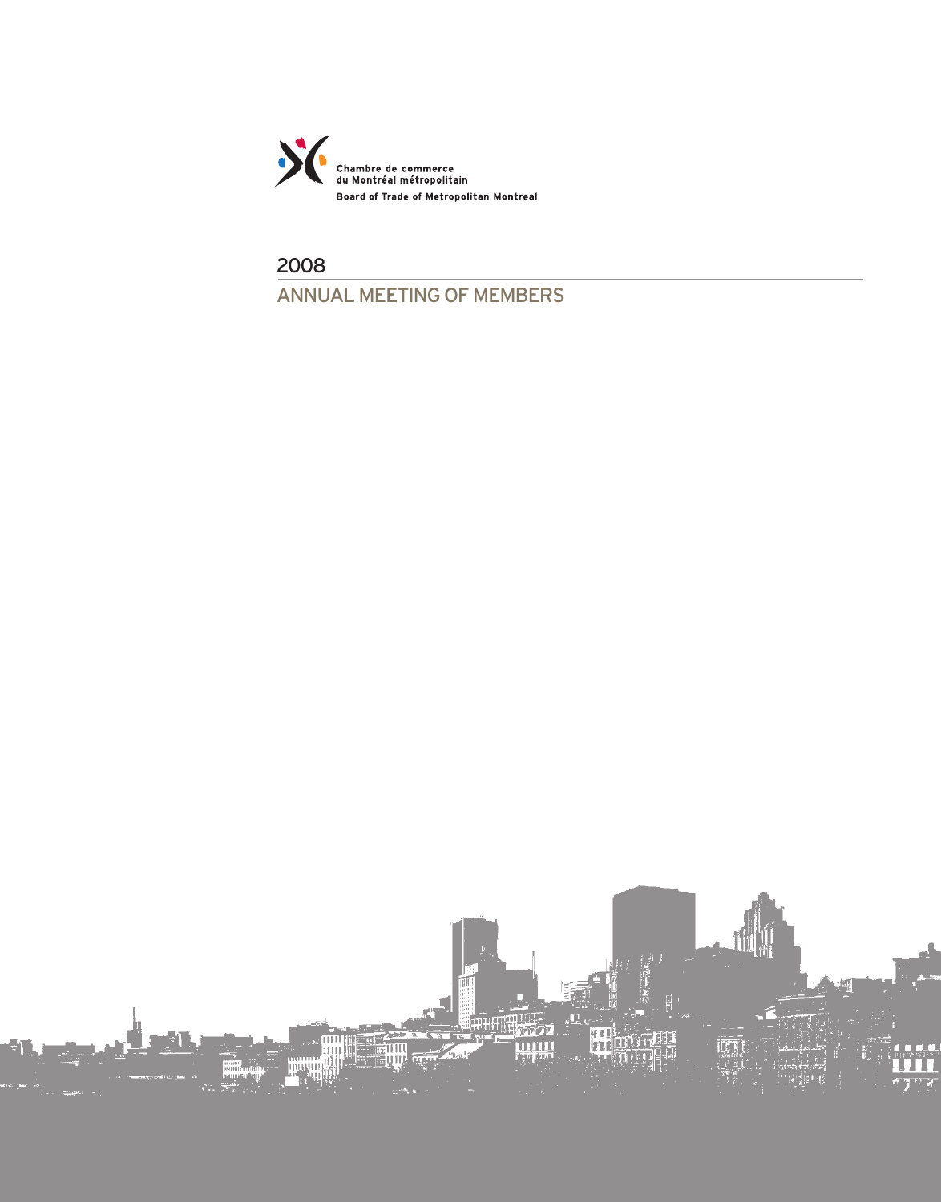Chambre de commerce
du Montréal métropolitain

Board of Trade of Metropolitan Montreal

# 2008

## ANNUAL MEETING OF MEMBERS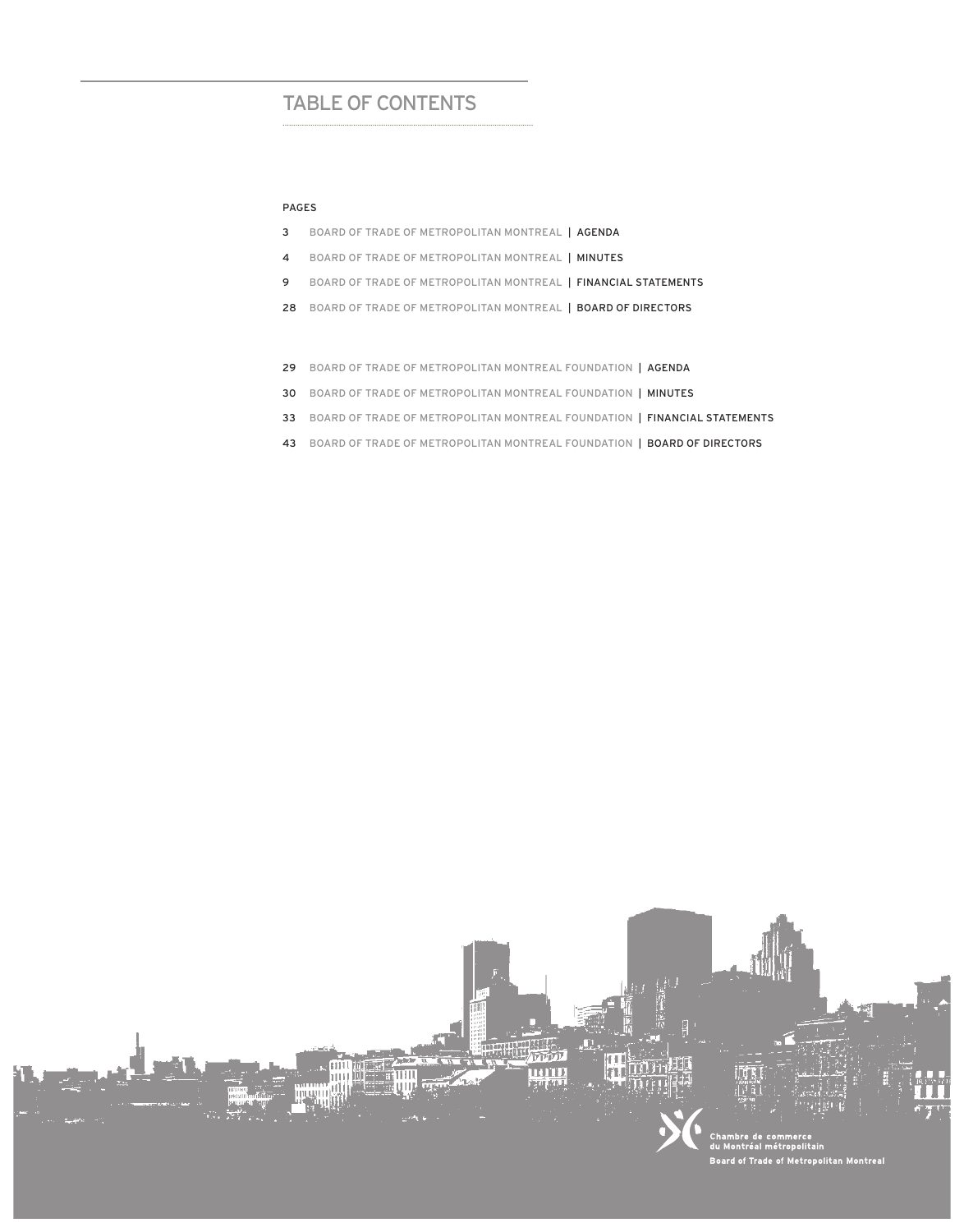# TABLE OF CONTENTS

PAGES

3 BOARD OF TRADE OF METROPOLITAN MONTREAL | AGENDA

4 BOARD OF TRADE OF METROPOLITAN MONTREAL | MINUTES

9 BOARD OF TRADE OF METROPOLITAN MONTREAL | FINANCIAL STATEMENTS

28 BOARD OF TRADE OF METROPOLITAN MONTREAL | BOARD OF DIRECTORS

29 BOARD OF TRADE OF METROPOLITAN MONTREAL FOUNDATION | AGENDA

30 BOARD OF TRADE OF METROPOLITAN MONTREAL FOUNDATION | MINUTES

33 BOARD OF TRADE OF METROPOLITAN MONTREAL FOUNDATION | FINANCIAL STATEMENTS

43 BOARD OF TRADE OF METROPOLITAN MONTREAL FOUNDATION | BOARD OF DIRECTORS

Chambre de commerce du Montréal métropolitain

Board of Trade of Metropolitan Montreal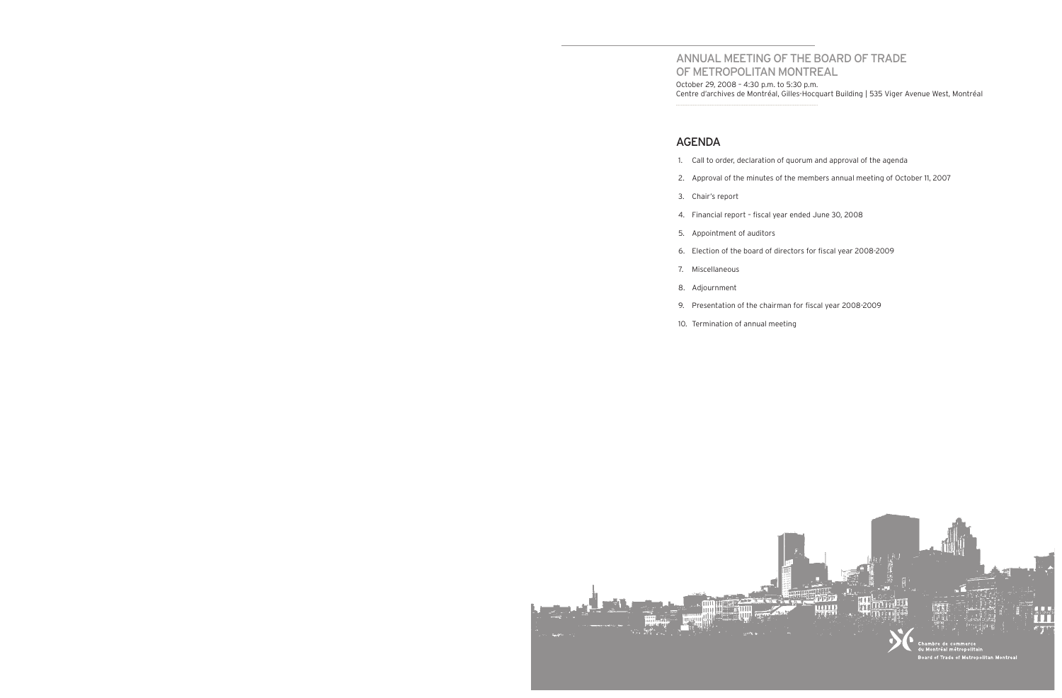# ANNUAL MEETING OF THE BOARD OF TRADE OF METROPOLITAN MONTREAL

October 29, 2008 – 4:30 p.m. to 5:30 p.m.
Centre d'archives de Montréal, Gilles-Hocquart Building | 535 Viger Avenue West, Montréal

## AGENDA

1. Call to order, declaration of quorum and approval of the agenda
2. Approval of the minutes of the members annual meeting of October 11, 2007
3. Chair's report
4. Financial report – fiscal year ended June 30, 2008
5. Appointment of auditors
6. Election of the board of directors for fiscal year 2008-2009
7. Miscellaneous
8. Adjournment
9. Presentation of the chairman for fiscal year 2008-2009
10. Termination of annual meeting

Chambre de commerce du Montréal métropolitain
Board of Trade of Metropolitan Montreal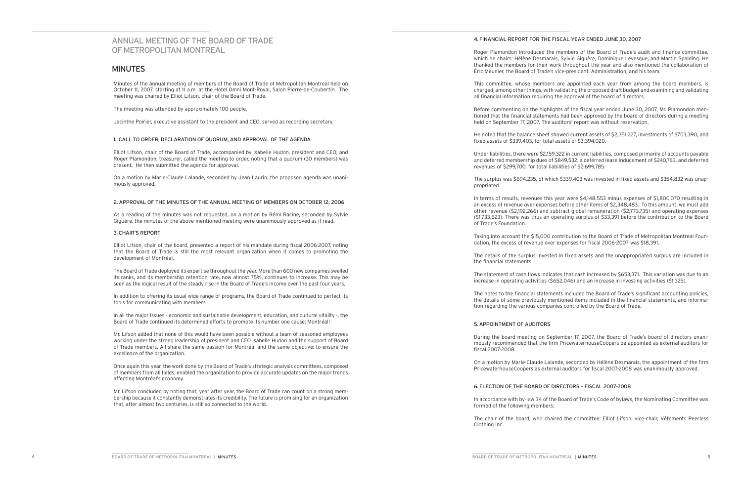# ANNUAL MEETING OF THE BOARD OF TRADE OF METROPOLITAN MONTREAL

## MINUTES

Minutes of the annual meeting of members of the Board of Trade of Metropolitan Montreal held on October 11, 2007, starting at 11 a.m. at the Hotel Omni Mont-Royal, Salon Pierre-de-Coubertin. The meeting was chaired by Elliot Lifson, chair of the Board of Trade.

The meeting was attended by approximately 100 people.

Jacinthe Poirier, executive assistant to the president and CEO, served as recording secretary.

### 1. CALL TO ORDER, DECLARATION OF QUORUM, AND APPROVAL OF THE AGENDA

Elliot Lifson, chair of the Board of Trade, accompanied by Isabelle Hudon, president and CEO, and Roger Plamondon, treasurer, called the meeting to order, noting that a quorum (30 members) was present. He then submitted the agenda for approval.

On a motion by Marie-Claude Lalande, seconded by Jean Laurin, the proposed agenda was unanimously approved.

### 2. APPROVAL OF THE MINUTES OF THE ANNUAL MEETING OF MEMBERS ON OCTOBER 12, 2006

As a reading of the minutes was not requested, on a motion by Rémi Racine, seconded by Sylvie Giguère, the minutes of the above-mentioned meeting were unanimously approved as if read.

### 3. CHAIR'S REPORT

Elliot Lifson, chair of the board, presented a report of his mandate during fiscal 2006-2007, noting that the Board of Trade is still the most relevant organization when it comes to promoting the development of Montréal.

The Board of Trade deployed its expertise throughout the year. More than 600 new companies swelled its ranks, and its membership retention rate, now almost 75%, continues to increase. This may be seen as the logical result of the steady rise in the Board of Trade's income over the past four years.

In addition to offering its usual wide range of programs, the Board of Trade continued to perfect its tools for communicating with members.

In all the major issues - economic and sustainable development, education, and cultural vitality -, the Board of Trade continued its determined efforts to promote its number one cause: Montréal!

Mr. Lifson added that none of this would have been possible without a team of seasoned employees working under the strong leadership of president and CEO Isabelle Hudon and the support of Board of Trade members. All share the same passion for Montréal and the same objective: to ensure the excellence of the organization.

Once again this year, the work done by the Board of Trade's strategic analysis committees, composed of members from all fields, enabled the organization to provide accurate updates on the major trends affecting Montréal's economy.

Mr. Lifson concluded by noting that, year after year, the Board of Trade can count on a strong membership because it constantly demonstrates its credibility. The future is promising for an organization that, after almost two centuries, is still so connected to the world.

### 4. FINANCIAL REPORT FOR THE FISCAL YEAR ENDED JUNE 30, 2007

Roger Plamondon introduced the members of the Board of Trade's audit and finance committee, which he chairs: Hélène Desmarais, Sylvie Giguère, Dominique Levesque, and Martin Spalding. He thanked the members for their work throughout the year and also mentioned the collaboration of Éric Meunier, the Board of Trade's vice-president, Administration, and his team.

This committee, whose members are appointed each year from among the board members, is charged, among other things, with validating the proposed draft budget and examining and validating all financial information requiring the approval of the board of directors.

Before commenting on the highlights of the fiscal year ended June 30, 2007, Mr. Plamondon mentioned that the financial statements had been approved by the board of directors during a meeting held on September 17, 2007. The auditors' report was without reservation.

He noted that the balance sheet showed current assets of $2,351,227, investments of $703,390, and fixed assets of $339,403, for total assets of $3,394,020.

Under liabilities, there were $2,159,322 in current liabilities, composed primarily of accounts payable and deferred membership dues of $849,532, a deferred lease inducement of $240,763, and deferred revenues of $299,700, for total liabilities of $2,699,785.

The surplus was $694,235, of which $339,403 was invested in fixed assets and $354,832 was unappropriated.

In terms of results, revenues this year were $4,148,553 minus expenses of $1,800,070 resulting in an excess of revenue over expenses before other items of $2,348,483. To this amount, we must add other revenue ($2,192,266) and subtract global remuneration ($2,773,735) and operating expenses ($1,733,623). There was thus an operating surplus of $33,391 before the contribution to the Board of Trade's Foundation.

Taking into account the $15,000 contribution to the Board of Trade of Metropolitan Montreal Foundation, the excess of revenue over expenses for fiscal 2006-2007 was $18,391.

The details of the surplus invested in fixed assets and the unappropriated surplus are included in the financial statements.

The statement of cash flows indicates that cash increased by $653,371. This variation was due to an increase in operating activities ($652,046) and an increase in investing activities ($1,325).

The notes to the financial statements included the Board of Trade's significant accounting policies, the details of some previously mentioned items included in the financial statements, and information regarding the various companies controlled by the Board of Trade.

### 5. APPOINTMENT OF AUDITORS

During the board meeting on September 17, 2007, the Board of Trade's board of directors unanimously recommended that the firm PricewaterhouseCoopers be appointed as external auditors for fiscal 2007-2008.

On a motion by Marie-Claude Lalande, seconded by Hélène Desmarais, the appointment of the firm PricewaterhouseCoopers as external auditors for fiscal 2007-2008 was unanimously approved.

### 6. ELECTION OF THE BOARD OF DIRECTORS – FISCAL 2007-2008

In accordance with by-law 34 of the Board of Trade's Code of bylaws, the Nominating Committee was formed of the following members:

The chair of the board, who chaired the committee: Elliot Lifson, vice-chair, Vêtements Peerless Clothing Inc.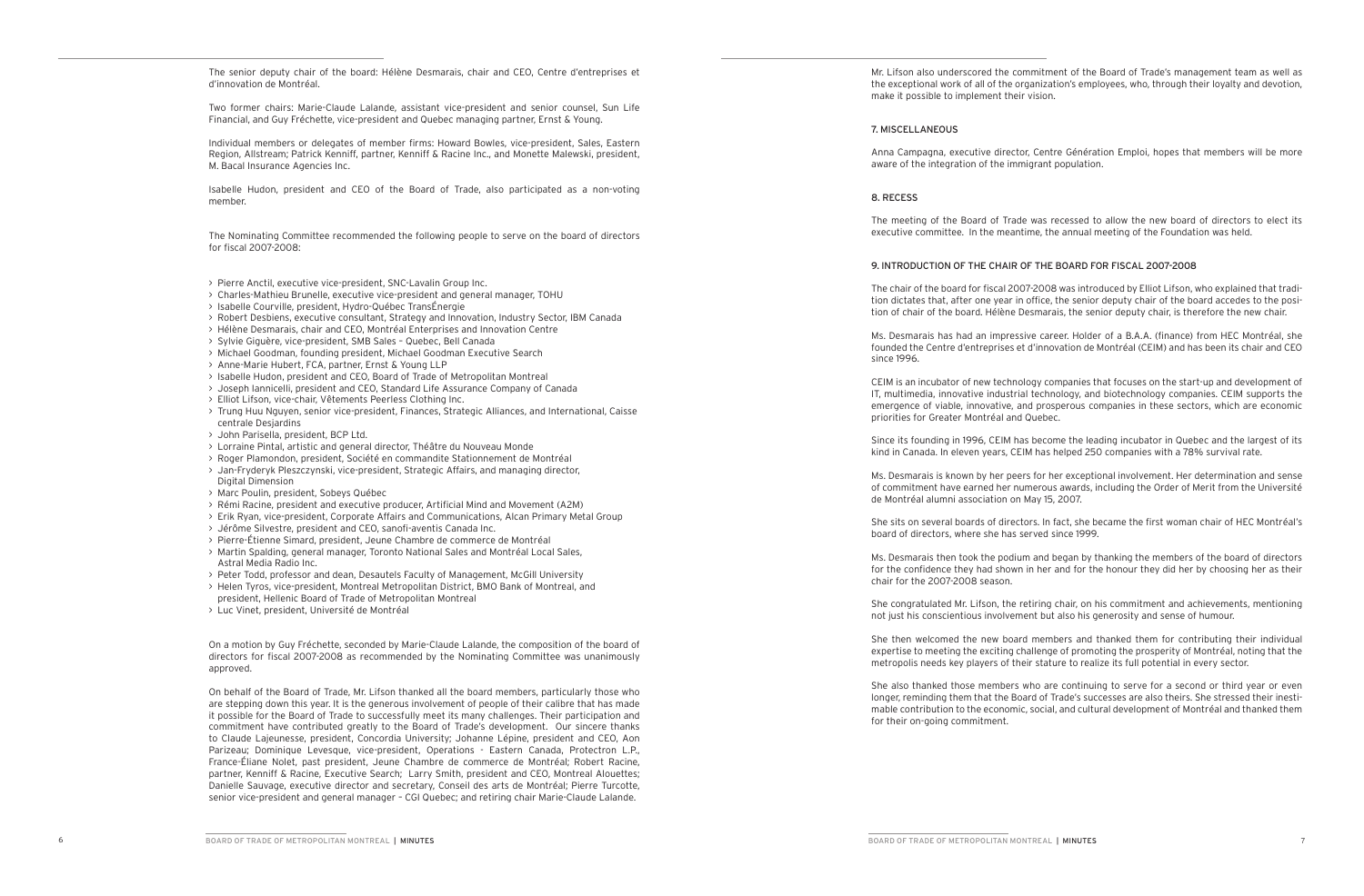The senior deputy chair of the board: Hélène Desmarais, chair and CEO, Centre d'entreprises et d'innovation de Montréal.

Two former chairs: Marie-Claude Lalande, assistant vice-president and senior counsel, Sun Life Financial, and Guy Fréchette, vice-president and Quebec managing partner, Ernst & Young.

Individual members or delegates of member firms: Howard Bowles, vice-president, Sales, Eastern Region, Allstream; Patrick Kenniff, partner, Kenniff & Racine Inc., and Monette Malewski, president, M. Bacal Insurance Agencies Inc.

Isabelle Hudon, president and CEO of the Board of Trade, also participated as a non-voting member.

The Nominating Committee recommended the following people to serve on the board of directors for fiscal 2007-2008:

- Pierre Anctil, executive vice-president, SNC-Lavalin Group Inc.
- Charles-Mathieu Brunelle, executive vice-president and general manager, TOHU
- Isabelle Courville, president, Hydro-Québec TransÉnergie
- Robert Desbiens, executive consultant, Strategy and Innovation, Industry Sector, IBM Canada
- Hélène Desmarais, chair and CEO, Montréal Enterprises and Innovation Centre
- Sylvie Giguère, vice-president, SMB Sales – Quebec, Bell Canada
- Michael Goodman, founding president, Michael Goodman Executive Search
- Anne-Marie Hubert, FCA, partner, Ernst & Young LLP
- Isabelle Hudon, president and CEO, Board of Trade of Metropolitan Montreal
- Joseph Iannicelli, president and CEO, Standard Life Assurance Company of Canada
- Elliot Lifson, vice-chair, Vêtements Peerless Clothing Inc.
- Trung Huu Nguyen, senior vice-president, Finances, Strategic Alliances, and International, Caisse centrale Desjardins
- John Parisella, president, BCP Ltd.
- Lorraine Pintal, artistic and general director, Théâtre du Nouveau Monde
- Roger Plamondon, president, Société en commandite Stationnement de Montréal
- Jan-Fryderyk Pleszczynski, vice-president, Strategic Affairs, and managing director, Digital Dimension
- Marc Poulin, president, Sobeys Québec
- Rémi Racine, president and executive producer, Artificial Mind and Movement (A2M)
- Erik Ryan, vice-president, Corporate Affairs and Communications, Alcan Primary Metal Group
- Jérôme Silvestre, president and CEO, sanofi-aventis Canada Inc.
- Pierre-Étienne Simard, president, Jeune Chambre de commerce de Montréal
- Martin Spalding, general manager, Toronto National Sales and Montréal Local Sales, Astral Media Radio Inc.
- Peter Todd, professor and dean, Desautels Faculty of Management, McGill University
- Helen Tyros, vice-president, Montreal Metropolitan District, BMO Bank of Montreal, and president, Hellenic Board of Trade of Metropolitan Montreal
- Luc Vinet, president, Université de Montréal

On a motion by Guy Fréchette, seconded by Marie-Claude Lalande, the composition of the board of directors for fiscal 2007-2008 as recommended by the Nominating Committee was unanimously approved.

On behalf of the Board of Trade, Mr. Lifson thanked all the board members, particularly those who are stepping down this year. It is the generous involvement of people of their calibre that has made it possible for the Board of Trade to successfully meet its many challenges. Their participation and commitment have contributed greatly to the Board of Trade's development. Our sincere thanks to Claude Lajeunesse, president, Concordia University; Johanne Lépine, president and CEO, Aon Parizeau; Dominique Levesque, vice-president, Operations - Eastern Canada, Protectron L.P., France-Éliane Nolet, past president, Jeune Chambre de commerce de Montréal; Robert Racine, partner, Kenniff & Racine, Executive Search; Larry Smith, president and CEO, Montreal Alouettes; Danielle Sauvage, executive director and secretary, Conseil des arts de Montréal; Pierre Turcotte, senior vice-president and general manager – CGI Quebec; and retiring chair Marie-Claude Lalande.

Mr. Lifson also underscored the commitment of the Board of Trade's management team as well as the exceptional work of all of the organization's employees, who, through their loyalty and devotion, make it possible to implement their vision.

## 7. MISCELLANEOUS

Anna Campagna, executive director, Centre Génération Emploi, hopes that members will be more aware of the integration of the immigrant population.

## 8. RECESS

The meeting of the Board of Trade was recessed to allow the new board of directors to elect its executive committee. In the meantime, the annual meeting of the Foundation was held.

## 9. INTRODUCTION OF THE CHAIR OF THE BOARD FOR FISCAL 2007-2008

The chair of the board for fiscal 2007-2008 was introduced by Elliot Lifson, who explained that tradition dictates that, after one year in office, the senior deputy chair of the board accedes to the position of chair of the board. Hélène Desmarais, the senior deputy chair, is therefore the new chair.

Ms. Desmarais has had an impressive career. Holder of a B.A.A. (finance) from HEC Montréal, she founded the Centre d'entreprises et d'innovation de Montréal (CEIM) and has been its chair and CEO since 1996.

CEIM is an incubator of new technology companies that focuses on the start-up and development of IT, multimedia, innovative industrial technology, and biotechnology companies. CEIM supports the emergence of viable, innovative, and prosperous companies in these sectors, which are economic priorities for Greater Montréal and Quebec.

Since its founding in 1996, CEIM has become the leading incubator in Quebec and the largest of its kind in Canada. In eleven years, CEIM has helped 250 companies with a 78% survival rate.

Ms. Desmarais is known by her peers for her exceptional involvement. Her determination and sense of commitment have earned her numerous awards, including the Order of Merit from the Université de Montréal alumni association on May 15, 2007.

She sits on several boards of directors. In fact, she became the first woman chair of HEC Montréal's board of directors, where she has served since 1999.

Ms. Desmarais then took the podium and began by thanking the members of the board of directors for the confidence they had shown in her and for the honour they did her by choosing her as their chair for the 2007-2008 season.

She congratulated Mr. Lifson, the retiring chair, on his commitment and achievements, mentioning not just his conscientious involvement but also his generosity and sense of humour.

She then welcomed the new board members and thanked them for contributing their individual expertise to meeting the exciting challenge of promoting the prosperity of Montréal, noting that the metropolis needs key players of their stature to realize its full potential in every sector.

She also thanked those members who are continuing to serve for a second or third year or even longer, reminding them that the Board of Trade's successes are also theirs. She stressed their inestimable contribution to the economic, social, and cultural development of Montréal and thanked them for their on-going commitment.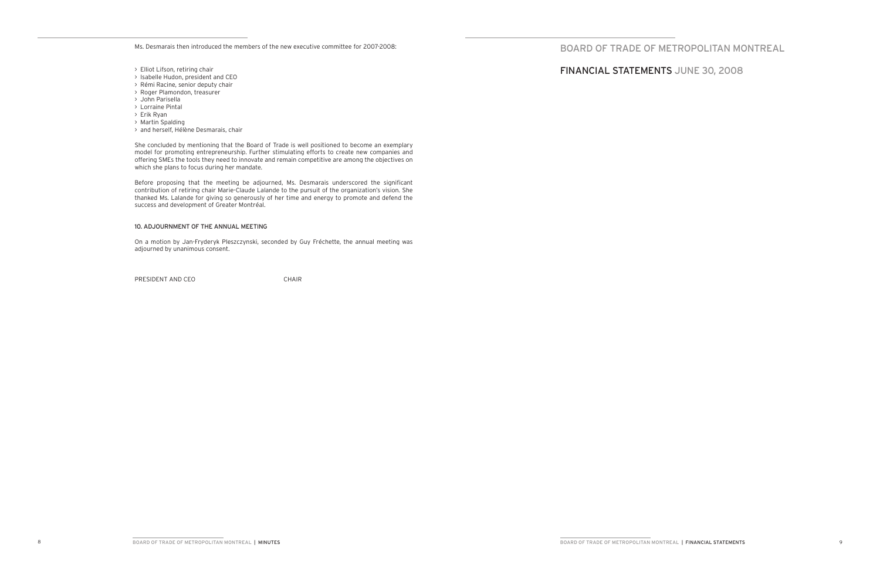Ms. Desmarais then introduced the members of the new executive committee for 2007-2008:

> Elliot Lifson, retiring chair
> Isabelle Hudon, president and CEO
> Rémi Racine, senior deputy chair
> Roger Plamondon, treasurer
> John Parisella
> Lorraine Pintal
> Erik Ryan
> Martin Spalding
> and herself, Hélène Desmarais, chair

She concluded by mentioning that the Board of Trade is well positioned to become an exemplary model for promoting entrepreneurship. Further stimulating efforts to create new companies and offering SMEs the tools they need to innovate and remain competitive are among the objectives on which she plans to focus during her mandate.

Before proposing that the meeting be adjourned, Ms. Desmarais underscored the significant contribution of retiring chair Marie-Claude Lalande to the pursuit of the organization's vision. She thanked Ms. Lalande for giving so generously of her time and energy to promote and defend the success and development of Greater Montréal.

### 10. ADJOURNMENT OF THE ANNUAL MEETING

On a motion by Jan-Fryderyk Pleszczynski, seconded by Guy Fréchette, the annual meeting was adjourned by unanimous consent.

PRESIDENT AND CEO CHAIR

# BOARD OF TRADE OF METROPOLITAN MONTREAL

## FINANCIAL STATEMENTS JUNE 30, 2008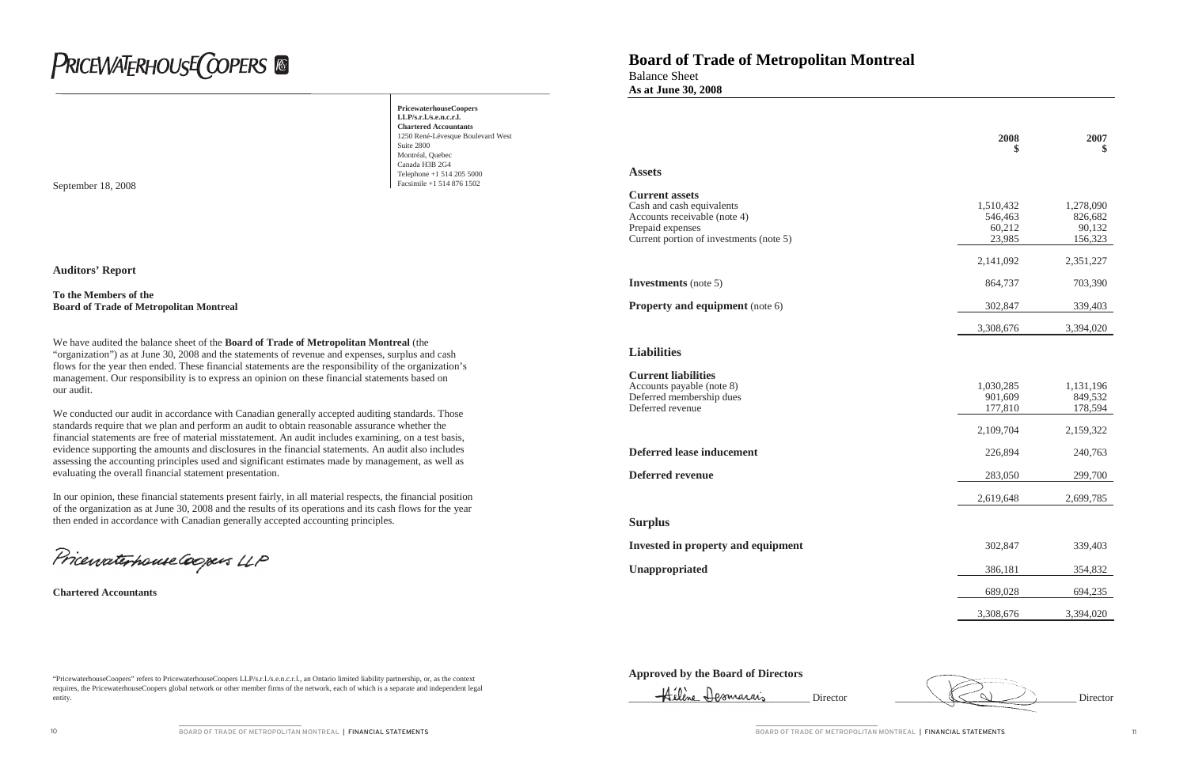PRICEWATERHOUSECOOPERS

**PricewaterhouseCoopers LLP/s.r.l./s.e.n.c.r.l.**
**Chartered Accountants**
1250 René-Lévesque Boulevard West
Suite 2800
Montréal, Quebec
Canada H3B 2G4
Telephone +1 514 205 5000
Facsimile +1 514 876 1502

September 18, 2008

**Auditors' Report**

**To the Members of the**
**Board of Trade of Metropolitan Montreal**

We have audited the balance sheet of the **Board of Trade of Metropolitan Montreal** (the "organization") as at June 30, 2008 and the statements of revenue and expenses, surplus and cash flows for the year then ended. These financial statements are the responsibility of the organization's management. Our responsibility is to express an opinion on these financial statements based on our audit.

We conducted our audit in accordance with Canadian generally accepted auditing standards. Those standards require that we plan and perform an audit to obtain reasonable assurance whether the financial statements are free of material misstatement. An audit includes examining, on a test basis, evidence supporting the amounts and disclosures in the financial statements. An audit also includes assessing the accounting principles used and significant estimates made by management, as well as evaluating the overall financial statement presentation.

In our opinion, these financial statements present fairly, in all material respects, the financial position of the organization as at June 30, 2008 and the results of its operations and its cash flows for the year then ended in accordance with Canadian generally accepted accounting principles.

PricewaterhouseCoopers LLP

**Chartered Accountants**

"PricewaterhouseCoopers" refers to PricewaterhouseCoopers LLP/s.r.l./s.e.n.c.r.l., an Ontario limited liability partnership, or, as the context requires, the PricewaterhouseCoopers global network or other member firms of the network, each of which is a separate and independent legal entity.

# Board of Trade of Metropolitan Montreal

Balance Sheet
**As at June 30, 2008**

| | 2008 $ | 2007 $ |
|---|---|---|
| **Assets** | | |
| **Current assets** | | |
| Cash and cash equivalents | 1,510,432 | 1,278,090 |
| Accounts receivable (note 4) | 546,463 | 826,682 |
| Prepaid expenses | 60,212 | 90,132 |
| Current portion of investments (note 5) | 23,985 | 156,323 |
| | 2,141,092 | 2,351,227 |
| **Investments** (note 5) | 864,737 | 703,390 |
| **Property and equipment** (note 6) | 302,847 | 339,403 |
| | 3,308,676 | 3,394,020 |
| **Liabilities** | | |
| **Current liabilities** | | |
| Accounts payable (note 8) | 1,030,285 | 1,131,196 |
| Deferred membership dues | 901,609 | 849,532 |
| Deferred revenue | 177,810 | 178,594 |
| | 2,109,704 | 2,159,322 |
| **Deferred lease inducement** | 226,894 | 240,763 |
| **Deferred revenue** | 283,050 | 299,700 |
| | 2,619,648 | 2,699,785 |
| **Surplus** | | |
| **Invested in property and equipment** | 302,847 | 339,403 |
| **Unappropriated** | 386,181 | 354,832 |
| | 689,028 | 694,235 |
| | 3,308,676 | 3,394,020 |

**Approved by the Board of Directors**

Hélène Desmarais Director ______________________ Director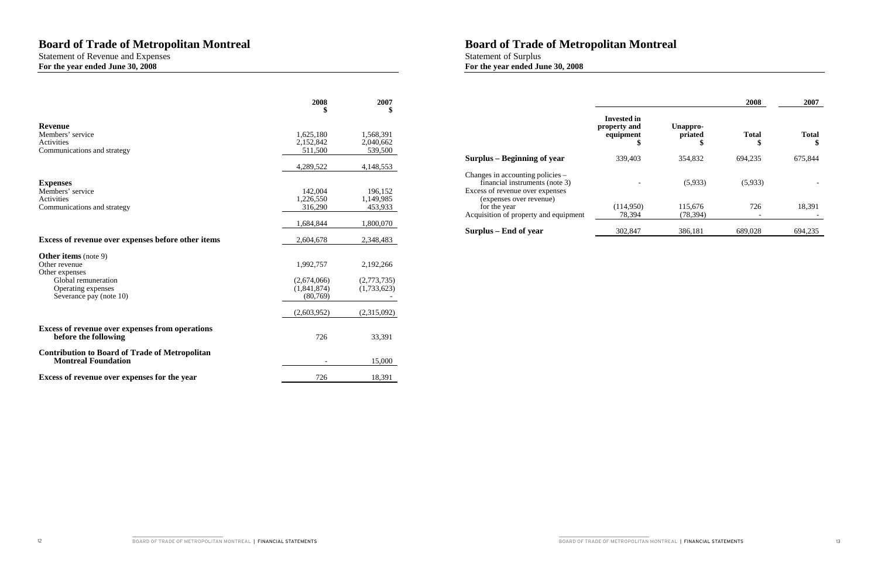# Board of Trade of Metropolitan Montreal

Statement of Revenue and Expenses

**For the year ended June 30, 2008**

| | 2008<br>$ | 2007<br>$ |
|---|---|---|
| **Revenue** | | |
| Members' service | 1,625,180 | 1,568,391 |
| Activities | 2,152,842 | 2,040,662 |
| Communications and strategy | 511,500 | 539,500 |
| | 4,289,522 | 4,148,553 |
| **Expenses** | | |
| Members' service | 142,004 | 196,152 |
| Activities | 1,226,550 | 1,149,985 |
| Communications and strategy | 316,290 | 453,933 |
| | 1,684,844 | 1,800,070 |
| **Excess of revenue over expenses before other items** | 2,604,678 | 2,348,483 |
| **Other items** (note 9) | | |
| Other revenue | 1,992,757 | 2,192,266 |
| Other expenses | | |
| Global remuneration | (2,674,066) | (2,773,735) |
| Operating expenses | (1,841,874) | (1,733,623) |
| Severance pay (note 10) | (80,769) | - |
| | (2,603,952) | (2,315,092) |
| **Excess of revenue over expenses from operations before the following** | 726 | 33,391 |
| **Contribution to Board of Trade of Metropolitan Montreal Foundation** | - | 15,000 |
| **Excess of revenue over expenses for the year** | 726 | 18,391 |

# Board of Trade of Metropolitan Montreal

Statement of Surplus

**For the year ended June 30, 2008**

| | | | 2008 | 2007 |
|---|---|---|---|---|
| | **Invested in property and equipment**<br>**$** | **Unappro-priated**<br>**$** | **Total**<br>**$** | **Total**<br>**$** |
| **Surplus – Beginning of year** | 339,403 | 354,832 | 694,235 | 675,844 |
| Changes in accounting policies – financial instruments (note 3) | - | (5,933) | (5,933) | - |
| Excess of revenue over expenses (expenses over revenue) for the year | (114,950) | 115,676 | 726 | 18,391 |
| Acquisition of property and equipment | 78,394 | (78,394) | - | - |
| **Surplus – End of year** | 302,847 | 386,181 | 689,028 | 694,235 |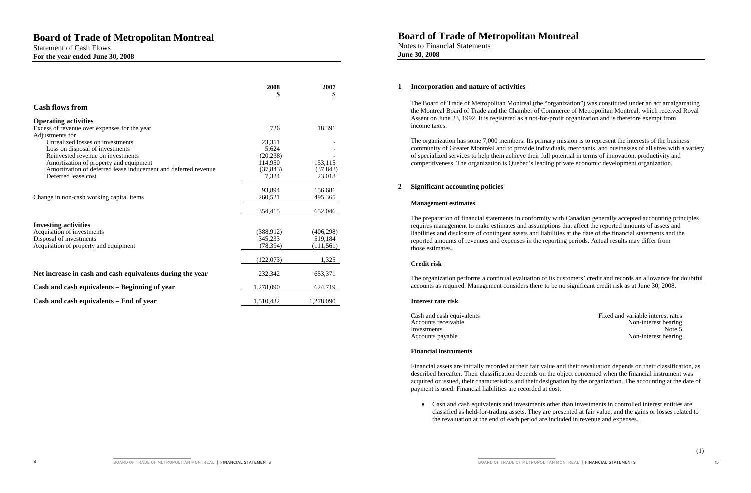# Board of Trade of Metropolitan Montreal

Statement of Cash Flows

**For the year ended June 30, 2008**

| | 2008<br>$ | 2007<br>$ |
|---|---|---|
| **Cash flows from** | | |
| **Operating activities** | | |
| Excess of revenue over expenses for the year | 726 | 18,391 |
| Adjustments for | | |
| Unrealized losses on investments | 23,351 | - |
| Loss on disposal of investments | 5,624 | - |
| Reinvested revenue on investments | (20,238) | - |
| Amortization of property and equipment | 114,950 | 153,115 |
| Amortization of deferred lease inducement and deferred revenue | (37,843) | (37,843) |
| Deferred lease cost | 7,324 | 23,018 |
| | 93,894 | 156,681 |
| Change in non-cash working capital items | 260,521 | 495,365 |
| | 354,415 | 652,046 |
| **Investing activities** | | |
| Acquisition of investments | (388,912) | (406,298) |
| Disposal of investments | 345,233 | 519,184 |
| Acquisition of property and equipment | (78,394) | (111,561) |
| | (122,073) | 1,325 |
| **Net increase in cash and cash equivalents during the year** | 232,342 | 653,371 |
| **Cash and cash equivalents – Beginning of year** | 1,278,090 | 624,719 |
| **Cash and cash equivalents – End of year** | 1,510,432 | 1,278,090 |

# Board of Trade of Metropolitan Montreal

Notes to Financial Statements

**June 30, 2008**

## 1 Incorporation and nature of activities

The Board of Trade of Metropolitan Montreal (the "organization") was constituted under an act amalgamating the Montreal Board of Trade and the Chamber of Commerce of Metropolitan Montreal, which received Royal Assent on June 23, 1992. It is registered as a not-for-profit organization and is therefore exempt from income taxes.

The organization has some 7,000 members. Its primary mission is to represent the interests of the business community of Greater Montréal and to provide individuals, merchants, and businesses of all sizes with a variety of specialized services to help them achieve their full potential in terms of innovation, productivity and competitiveness. The organization is Quebec's leading private economic development organization.

## 2 Significant accounting policies

### Management estimates

The preparation of financial statements in conformity with Canadian generally accepted accounting principles requires management to make estimates and assumptions that affect the reported amounts of assets and liabilities and disclosure of contingent assets and liabilities at the date of the financial statements and the reported amounts of revenues and expenses in the reporting periods. Actual results may differ from those estimates.

### Credit risk

The organization performs a continual evaluation of its customers' credit and records an allowance for doubtful accounts as required. Management considers there to be no significant credit risk as at June 30, 2008.

### Interest rate risk

| | |
|---|---|
| Cash and cash equivalents | Fixed and variable interest rates |
| Accounts receivable | Non-interest bearing |
| Investments | Note 5 |
| Accounts payable | Non-interest bearing |

### Financial instruments

Financial assets are initially recorded at their fair value and their revaluation depends on their classification, as described hereafter. Their classification depends on the object concerned when the financial instrument was acquired or issued, their characteristics and their designation by the organization. The accounting at the date of payment is used. Financial liabilities are recorded at cost.

- Cash and cash equivalents and investments other than investments in controlled interest entities are classified as held-for-trading assets. They are presented at fair value, and the gains or losses related to the revaluation at the end of each period are included in revenue and expenses.

(1)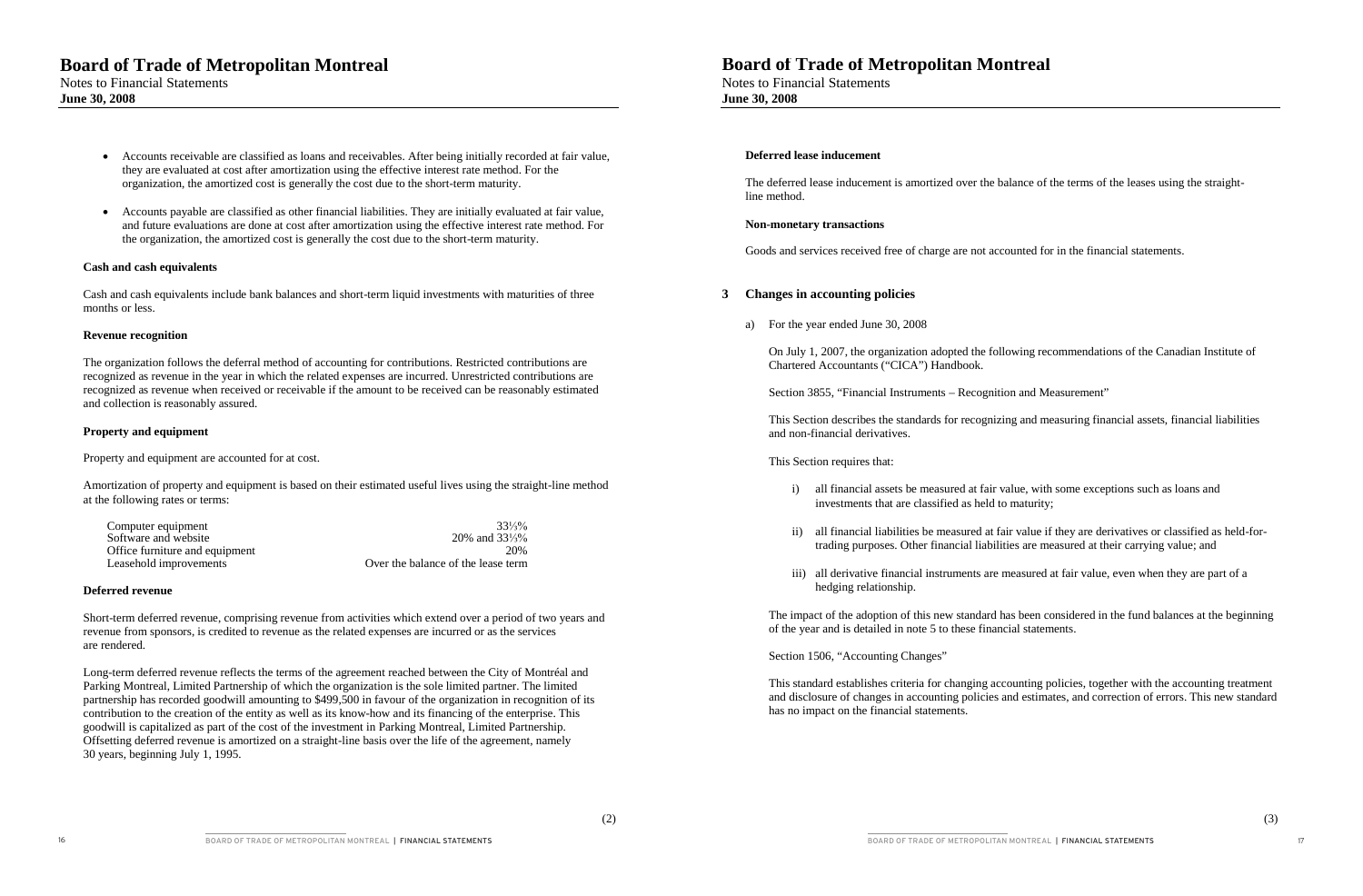- Accounts receivable are classified as loans and receivables. After being initially recorded at fair value, they are evaluated at cost after amortization using the effective interest rate method. For the organization, the amortized cost is generally the cost due to the short-term maturity.

- Accounts payable are classified as other financial liabilities. They are initially evaluated at fair value, and future evaluations are done at cost after amortization using the effective interest rate method. For the organization, the amortized cost is generally the cost due to the short-term maturity.

**Cash and cash equivalents**

Cash and cash equivalents include bank balances and short-term liquid investments with maturities of three months or less.

**Revenue recognition**

The organization follows the deferral method of accounting for contributions. Restricted contributions are recognized as revenue in the year in which the related expenses are incurred. Unrestricted contributions are recognized as revenue when received or receivable if the amount to be received can be reasonably estimated and collection is reasonably assured.

**Property and equipment**

Property and equipment are accounted for at cost.

Amortization of property and equipment is based on their estimated useful lives using the straight-line method at the following rates or terms:

| | |
|---|---|
| Computer equipment | 33⅓% |
| Software and website | 20% and 33⅓% |
| Office furniture and equipment | 20% |
| Leasehold improvements | Over the balance of the lease term |

**Deferred revenue**

Short-term deferred revenue, comprising revenue from activities which extend over a period of two years and revenue from sponsors, is credited to revenue as the related expenses are incurred or as the services are rendered.

Long-term deferred revenue reflects the terms of the agreement reached between the City of Montréal and Parking Montreal, Limited Partnership of which the organization is the sole limited partner. The limited partnership has recorded goodwill amounting to $499,500 in favour of the organization in recognition of its contribution to the creation of the entity as well as its know-how and its financing of the enterprise. This goodwill is capitalized as part of the cost of the investment in Parking Montreal, Limited Partnership. Offsetting deferred revenue is amortized on a straight-line basis over the life of the agreement, namely 30 years, beginning July 1, 1995.

**Deferred lease inducement**

The deferred lease inducement is amortized over the balance of the terms of the leases using the straight-line method.

**Non-monetary transactions**

Goods and services received free of charge are not accounted for in the financial statements.

## 3 Changes in accounting policies

a) For the year ended June 30, 2008

On July 1, 2007, the organization adopted the following recommendations of the Canadian Institute of Chartered Accountants ("CICA") Handbook.

Section 3855, "Financial Instruments – Recognition and Measurement"

This Section describes the standards for recognizing and measuring financial assets, financial liabilities and non-financial derivatives.

This Section requires that:

i) all financial assets be measured at fair value, with some exceptions such as loans and investments that are classified as held to maturity;

ii) all financial liabilities be measured at fair value if they are derivatives or classified as held-for-trading purposes. Other financial liabilities are measured at their carrying value; and

iii) all derivative financial instruments are measured at fair value, even when they are part of a hedging relationship.

The impact of the adoption of this new standard has been considered in the fund balances at the beginning of the year and is detailed in note 5 to these financial statements.

Section 1506, "Accounting Changes"

This standard establishes criteria for changing accounting policies, together with the accounting treatment and disclosure of changes in accounting policies and estimates, and correction of errors. This new standard has no impact on the financial statements.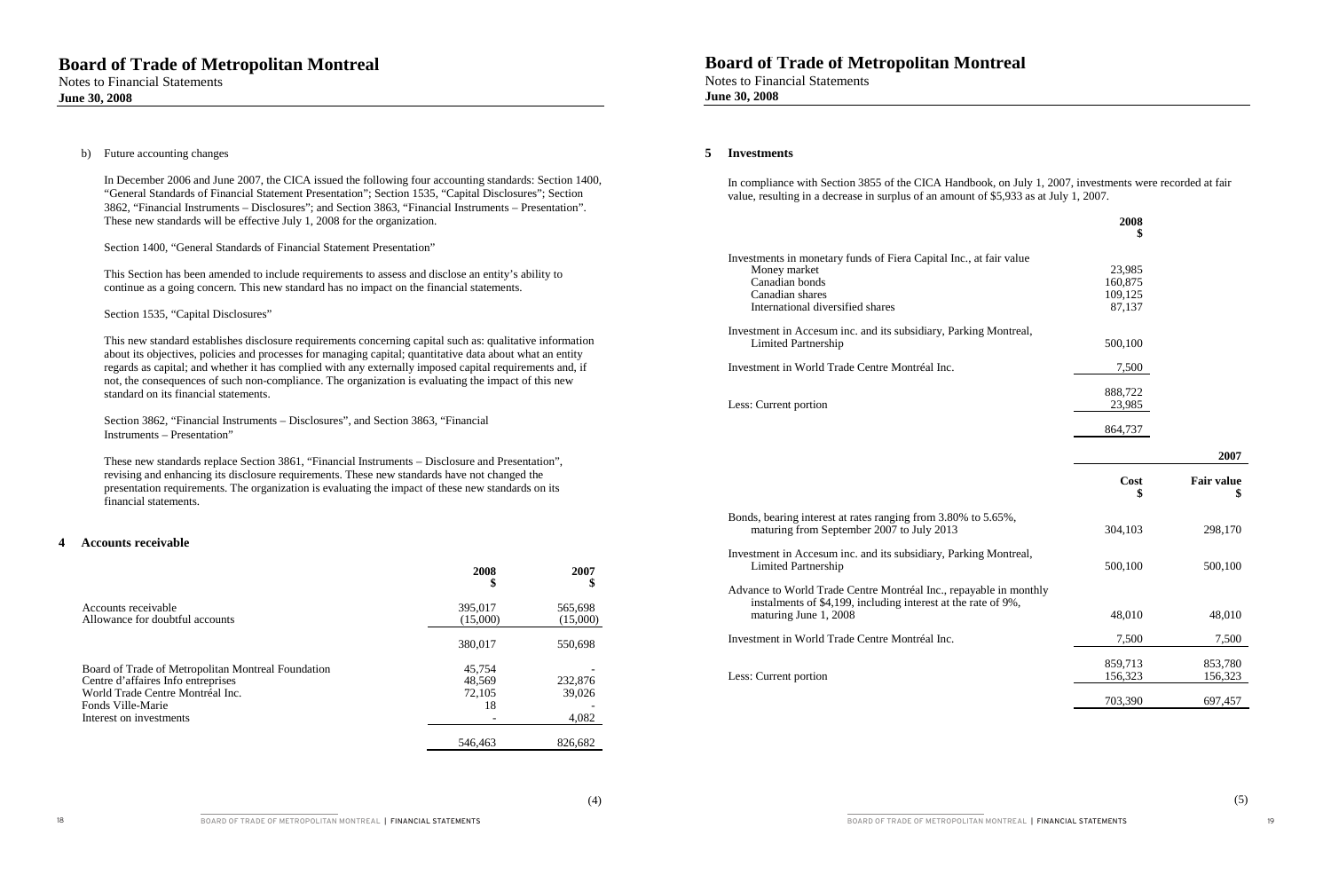b) Future accounting changes

In December 2006 and June 2007, the CICA issued the following four accounting standards: Section 1400, "General Standards of Financial Statement Presentation"; Section 1535, "Capital Disclosures"; Section 3862, "Financial Instruments – Disclosures"; and Section 3863, "Financial Instruments – Presentation". These new standards will be effective July 1, 2008 for the organization.

Section 1400, "General Standards of Financial Statement Presentation"

This Section has been amended to include requirements to assess and disclose an entity's ability to continue as a going concern. This new standard has no impact on the financial statements.

Section 1535, "Capital Disclosures"

This new standard establishes disclosure requirements concerning capital such as: qualitative information about its objectives, policies and processes for managing capital; quantitative data about what an entity regards as capital; and whether it has complied with any externally imposed capital requirements and, if not, the consequences of such non-compliance. The organization is evaluating the impact of this new standard on its financial statements.

Section 3862, "Financial Instruments – Disclosures", and Section 3863, "Financial Instruments – Presentation"

These new standards replace Section 3861, "Financial Instruments – Disclosure and Presentation", revising and enhancing its disclosure requirements. These new standards have not changed the presentation requirements. The organization is evaluating the impact of these new standards on its financial statements.

## 4 Accounts receivable

| | 2008 $ | 2007 $ |
|---|---|---|
| Accounts receivable | 395,017 | 565,698 |
| Allowance for doubtful accounts | (15,000) | (15,000) |
| | 380,017 | 550,698 |
| Board of Trade of Metropolitan Montreal Foundation | 45,754 | - |
| Centre d'affaires Info entreprises | 48,569 | 232,876 |
| World Trade Centre Montréal Inc. | 72,105 | 39,026 |
| Fonds Ville-Marie | 18 | - |
| Interest on investments | - | 4,082 |
| | 546,463 | 826,682 |

## 5 Investments

In compliance with Section 3855 of the CICA Handbook, on July 1, 2007, investments were recorded at fair value, resulting in a decrease in surplus of an amount of $5,933 as at July 1, 2007.

| | 2008 $ |
|---|---|
| Investments in monetary funds of Fiera Capital Inc., at fair value | |
| Money market | 23,985 |
| Canadian bonds | 160,875 |
| Canadian shares | 109,125 |
| International diversified shares | 87,137 |
| Investment in Accesum inc. and its subsidiary, Parking Montreal, Limited Partnership | 500,100 |
| Investment in World Trade Centre Montréal Inc. | 7,500 |
| | 888,722 |
| Less: Current portion | 23,985 |
| | 864,737 |

| | 2007 | |
|---|---|---|
| | Cost $ | Fair value $ |
| Bonds, bearing interest at rates ranging from 3.80% to 5.65%, maturing from September 2007 to July 2013 | 304,103 | 298,170 |
| Investment in Accesum inc. and its subsidiary, Parking Montreal, Limited Partnership | 500,100 | 500,100 |
| Advance to World Trade Centre Montréal Inc., repayable in monthly instalments of $4,199, including interest at the rate of 9%, maturing June 1, 2008 | 48,010 | 48,010 |
| Investment in World Trade Centre Montréal Inc. | 7,500 | 7,500 |
| | 859,713 | 853,780 |
| Less: Current portion | 156,323 | 156,323 |
| | 703,390 | 697,457 |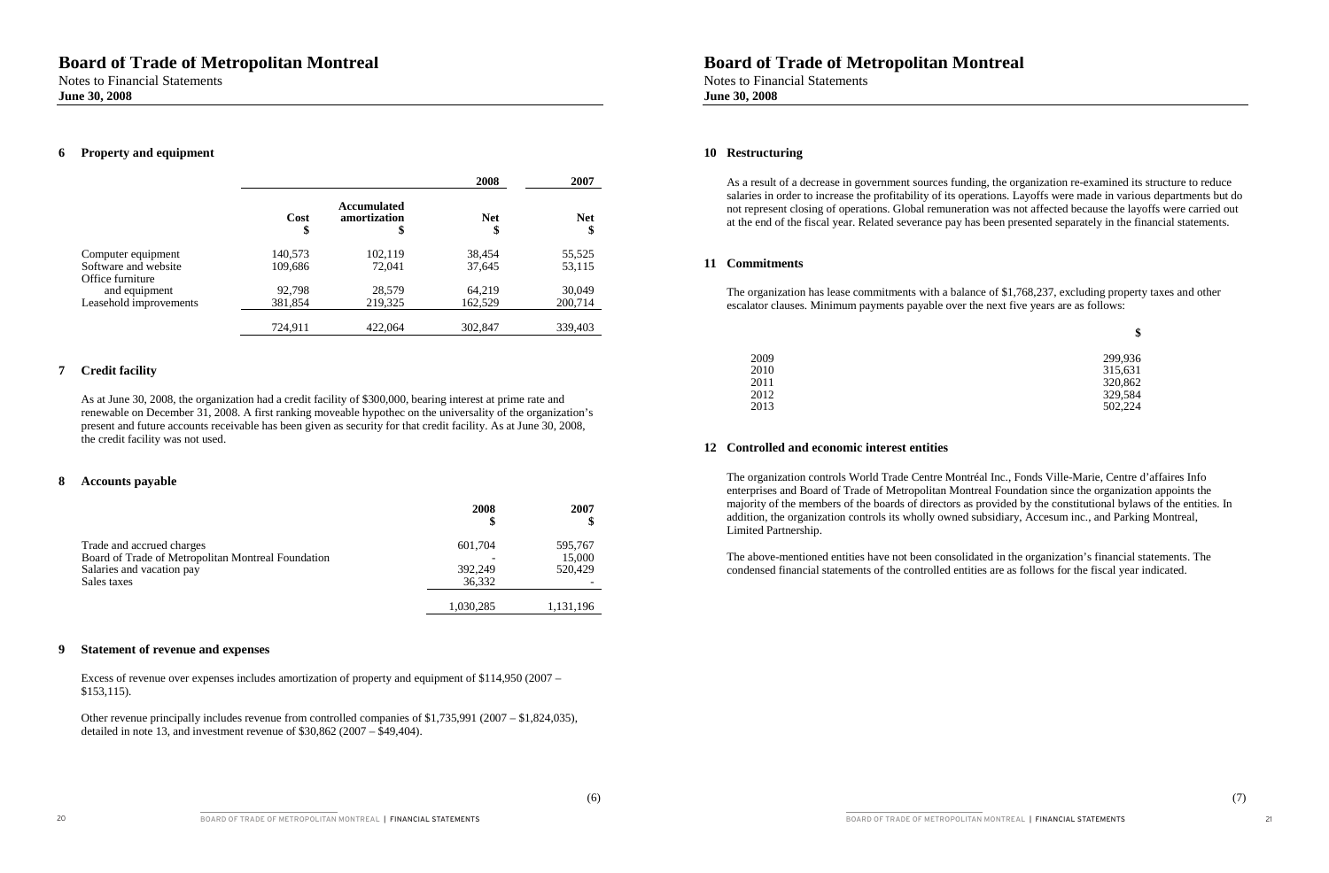# Board of Trade of Metropolitan Montreal

Notes to Financial Statements
**June 30, 2008**

## 6 Property and equipment

| | | | 2008 | 2007 |
|---|---|---|---|---|
| | **Cost** **$** | **Accumulated amortization** **$** | **Net** **$** | **Net** **$** |
| Computer equipment | 140,573 | 102,119 | 38,454 | 55,525 |
| Software and website | 109,686 | 72,041 | 37,645 | 53,115 |
| Office furniture and equipment | 92,798 | 28,579 | 64,219 | 30,049 |
| Leasehold improvements | 381,854 | 219,325 | 162,529 | 200,714 |
| | 724,911 | 422,064 | 302,847 | 339,403 |

## 7 Credit facility

As at June 30, 2008, the organization had a credit facility of $300,000, bearing interest at prime rate and renewable on December 31, 2008. A first ranking moveable hypothec on the universality of the organization's present and future accounts receivable has been given as security for that credit facility. As at June 30, 2008, the credit facility was not used.

## 8 Accounts payable

| | 2008 $ | 2007 $ |
|---|---|---|
| Trade and accrued charges | 601,704 | 595,767 |
| Board of Trade of Metropolitan Montreal Foundation | - | 15,000 |
| Salaries and vacation pay | 392,249 | 520,429 |
| Sales taxes | 36,332 | - |
| | 1,030,285 | 1,131,196 |

## 9 Statement of revenue and expenses

Excess of revenue over expenses includes amortization of property and equipment of $114,950 (2007 – $153,115).

Other revenue principally includes revenue from controlled companies of $1,735,991 (2007 – $1,824,035), detailed in note 13, and investment revenue of $30,862 (2007 – $49,404).

## 10 Restructuring

As a result of a decrease in government sources funding, the organization re-examined its structure to reduce salaries in order to increase the profitability of its operations. Layoffs were made in various departments but do not represent closing of operations. Global remuneration was not affected because the layoffs were carried out at the end of the fiscal year. Related severance pay has been presented separately in the financial statements.

## 11 Commitments

The organization has lease commitments with a balance of $1,768,237, excluding property taxes and other escalator clauses. Minimum payments payable over the next five years are as follows:

| | $ |
|---|---|
| 2009 | 299,936 |
| 2010 | 315,631 |
| 2011 | 320,862 |
| 2012 | 329,584 |
| 2013 | 502,224 |

## 12 Controlled and economic interest entities

The organization controls World Trade Centre Montréal Inc., Fonds Ville-Marie, Centre d'affaires Info enterprises and Board of Trade of Metropolitan Montreal Foundation since the organization appoints the majority of the members of the boards of directors as provided by the constitutional bylaws of the entities. In addition, the organization controls its wholly owned subsidiary, Accesum inc., and Parking Montreal, Limited Partnership.

The above-mentioned entities have not been consolidated in the organization's financial statements. The condensed financial statements of the controlled entities are as follows for the fiscal year indicated.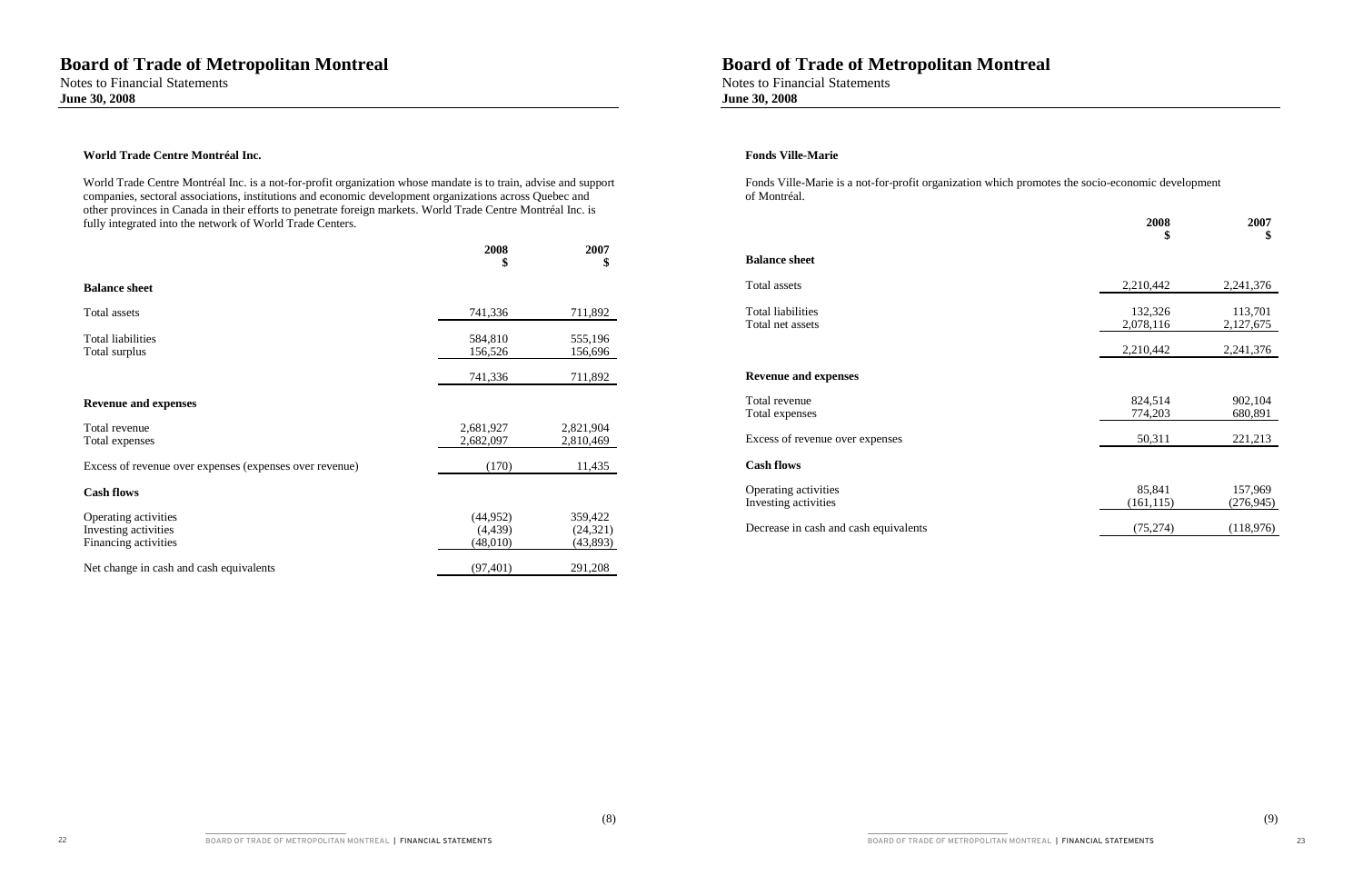#### World Trade Centre Montréal Inc.

World Trade Centre Montréal Inc. is a not-for-profit organization whose mandate is to train, advise and support companies, sectoral associations, institutions and economic development organizations across Quebec and other provinces in Canada in their efforts to penetrate foreign markets. World Trade Centre Montréal Inc. is fully integrated into the network of World Trade Centers.

| | 2008 $ | 2007 $ |
|---|---|---|
| **Balance sheet** | | |
| Total assets | 741,336 | 711,892 |
| Total liabilities | 584,810 | 555,196 |
| Total surplus | 156,526 | 156,696 |
| | 741,336 | 711,892 |
| **Revenue and expenses** | | |
| Total revenue | 2,681,927 | 2,821,904 |
| Total expenses | 2,682,097 | 2,810,469 |
| Excess of revenue over expenses (expenses over revenue) | (170) | 11,435 |
| **Cash flows** | | |
| Operating activities | (44,952) | 359,422 |
| Investing activities | (4,439) | (24,321) |
| Financing activities | (48,010) | (43,893) |
| Net change in cash and cash equivalents | (97,401) | 291,208 |

#### Fonds Ville-Marie

Fonds Ville-Marie is a not-for-profit organization which promotes the socio-economic development of Montréal.

| | 2008 $ | 2007 $ |
|---|---|---|
| **Balance sheet** | | |
| Total assets | 2,210,442 | 2,241,376 |
| Total liabilities | 132,326 | 113,701 |
| Total net assets | 2,078,116 | 2,127,675 |
| | 2,210,442 | 2,241,376 |
| **Revenue and expenses** | | |
| Total revenue | 824,514 | 902,104 |
| Total expenses | 774,203 | 680,891 |
| Excess of revenue over expenses | 50,311 | 221,213 |
| **Cash flows** | | |
| Operating activities | 85,841 | 157,969 |
| Investing activities | (161,115) | (276,945) |
| Decrease in cash and cash equivalents | (75,274) | (118,976) |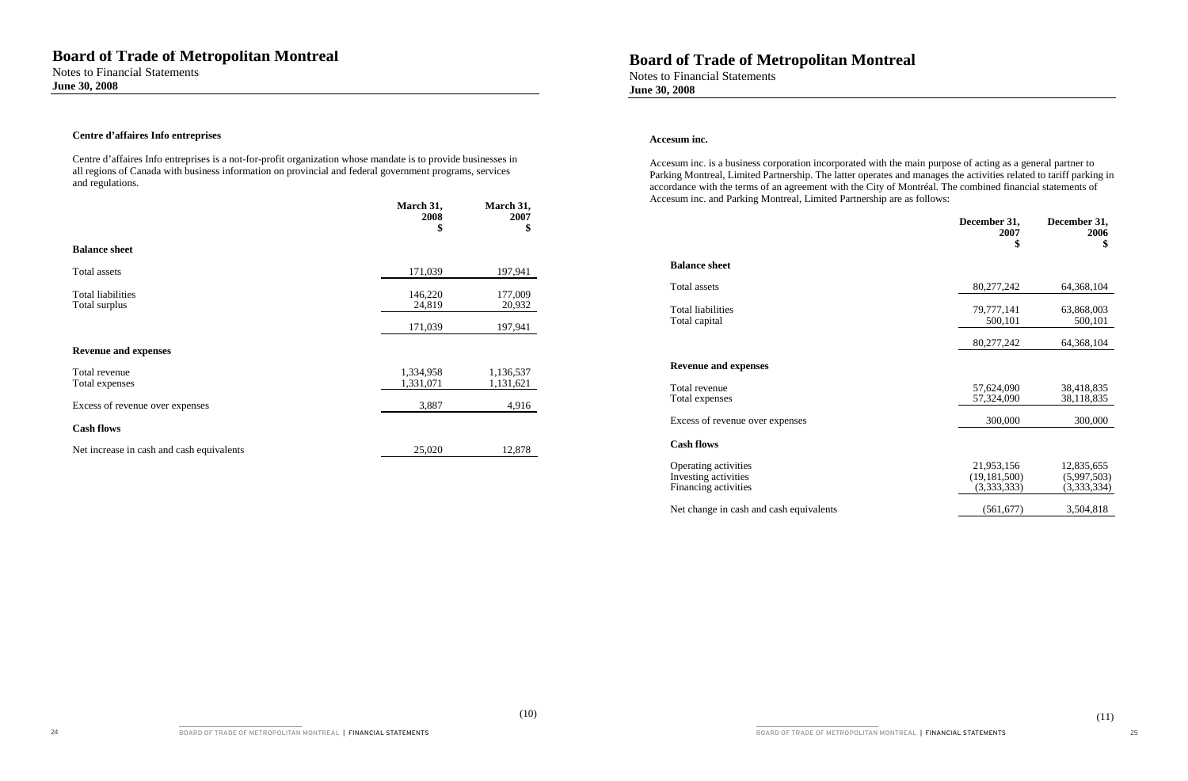### Centre d'affaires Info entreprises

Centre d'affaires Info entreprises is a not-for-profit organization whose mandate is to provide businesses in all regions of Canada with business information on provincial and federal government programs, services and regulations.

| | March 31, 2008 $ | March 31, 2007 $ |
|---|---|---|
| **Balance sheet** | | |
| Total assets | 171,039 | 197,941 |
| Total liabilities | 146,220 | 177,009 |
| Total surplus | 24,819 | 20,932 |
| | 171,039 | 197,941 |
| **Revenue and expenses** | | |
| Total revenue | 1,334,958 | 1,136,537 |
| Total expenses | 1,331,071 | 1,131,621 |
| Excess of revenue over expenses | 3,887 | 4,916 |
| **Cash flows** | | |
| Net increase in cash and cash equivalents | 25,020 | 12,878 |

### Accesum inc.

Accesum inc. is a business corporation incorporated with the main purpose of acting as a general partner to Parking Montreal, Limited Partnership. The latter operates and manages the activities related to tariff parking in accordance with the terms of an agreement with the City of Montréal. The combined financial statements of Accesum inc. and Parking Montreal, Limited Partnership are as follows:

| | December 31, 2007 $ | December 31, 2006 $ |
|---|---|---|
| **Balance sheet** | | |
| Total assets | 80,277,242 | 64,368,104 |
| Total liabilities | 79,777,141 | 63,868,003 |
| Total capital | 500,101 | 500,101 |
| | 80,277,242 | 64,368,104 |
| **Revenue and expenses** | | |
| Total revenue | 57,624,090 | 38,418,835 |
| Total expenses | 57,324,090 | 38,118,835 |
| Excess of revenue over expenses | 300,000 | 300,000 |
| **Cash flows** | | |
| Operating activities | 21,953,156 | 12,835,655 |
| Investing activities | (19,181,500) | (5,997,503) |
| Financing activities | (3,333,333) | (3,333,334) |
| Net change in cash and cash equivalents | (561,677) | 3,504,818 |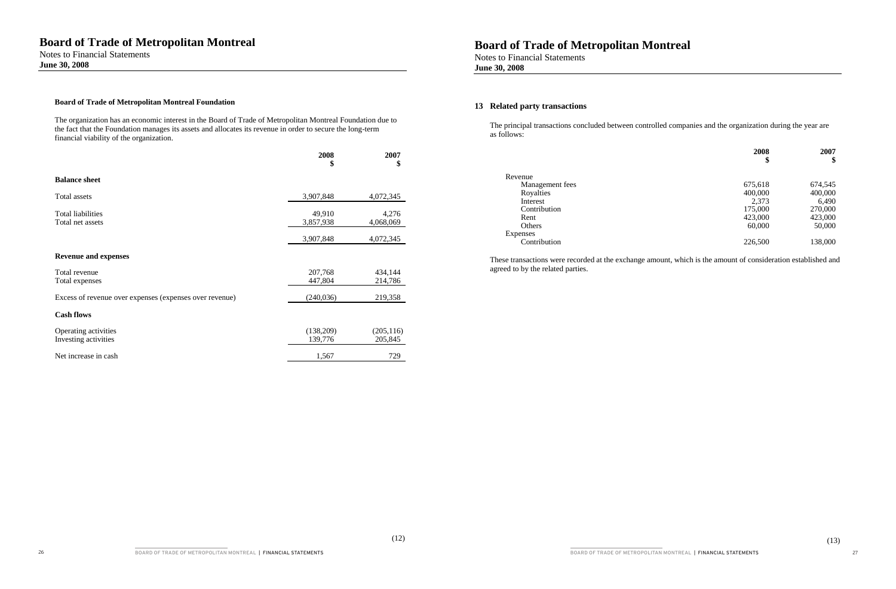# Board of Trade of Metropolitan Montreal

Notes to Financial Statements
**June 30, 2008**

**Board of Trade of Metropolitan Montreal Foundation**

The organization has an economic interest in the Board of Trade of Metropolitan Montreal Foundation due to the fact that the Foundation manages its assets and allocates its revenue in order to secure the long-term financial viability of the organization.

| | 2008<br>$ | 2007<br>$ |
|---|---|---|
| **Balance sheet** | | |
| Total assets | 3,907,848 | 4,072,345 |
| Total liabilities | 49,910 | 4,276 |
| Total net assets | 3,857,938 | 4,068,069 |
| | 3,907,848 | 4,072,345 |
| **Revenue and expenses** | | |
| Total revenue | 207,768 | 434,144 |
| Total expenses | 447,804 | 214,786 |
| Excess of revenue over expenses (expenses over revenue) | (240,036) | 219,358 |
| **Cash flows** | | |
| Operating activities | (138,209) | (205,116) |
| Investing activities | 139,776 | 205,845 |
| Net increase in cash | 1,567 | 729 |

## 13 Related party transactions

The principal transactions concluded between controlled companies and the organization during the year are as follows:

| | 2008<br>$ | 2007<br>$ |
|---|---|---|
| Revenue | | |
| Management fees | 675,618 | 674,545 |
| Royalties | 400,000 | 400,000 |
| Interest | 2,373 | 6,490 |
| Contribution | 175,000 | 270,000 |
| Rent | 423,000 | 423,000 |
| Others | 60,000 | 50,000 |
| Expenses | | |
| Contribution | 226,500 | 138,000 |

These transactions were recorded at the exchange amount, which is the amount of consideration established and agreed to by the related parties.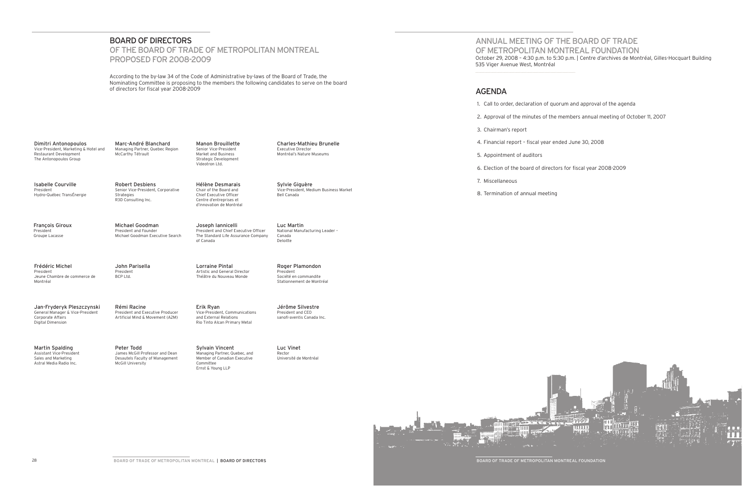# BOARD OF DIRECTORS

## OF THE BOARD OF TRADE OF METROPOLITAN MONTREAL PROPOSED FOR 2008-2009

According to the by-law 34 of the Code of Administrative by-laws of the Board of Trade, the Nominating Committee is proposing to the members the following candidates to serve on the board of directors for fiscal year 2008-2009

**Dimitri Antonopoulos**
Vice-President, Marketing & Hotel and Restaurant Development
The Antonopoulos Group

**Marc-André Blanchard**
Managing Partner, Quebec Region
McCarthy Tétrault

**Manon Brouillette**
Senior Vice-President
Market and Business
Strategic Development
Videotron Ltd.

**Charles-Mathieu Brunelle**
Executive Director
Montréal's Nature Museums

**Isabelle Courville**
President
Hydro-Québec TransÉnergie

**Robert Desbiens**
Senior Vice-President, Corporative Strategies
R3D Consulting Inc.

**Hélène Desmarais**
Chair of the Board and
Chief Executive Officer
Centre d'entreprises et d'innovation de Montréal

**Sylvie Giguère**
Vice-President, Medium Business Market
Bell Canada

**François Giroux**
President
Groupe Lacasse

**Michael Goodman**
President and Founder
Michael Goodman Executive Search

**Joseph Iannicelli**
President and Chief Executive Officer
The Standard Life Assurance Company of Canada

**Luc Martin**
National Manufacturing Leader – Canada
Deloitte

**Frédéric Michel**
President
Jeune Chambre de commerce de Montréal

**John Parisella**
President
BCP Ltd.

**Lorraine Pintal**
Artistic and General Director
Théâtre du Nouveau Monde

**Roger Plamondon**
President
Société en commandite
Stationnement de Montréal

**Jan-Fryderyk Pleszczynski**
General Manager & Vice-President
Corporate Affairs
Digital Dimension

**Rémi Racine**
President and Executive Producer
Artificial Mind & Movement (A2M)

**Erik Ryan**
Vice-President, Communications and External Relations
Rio Tinto Alcan Primary Metal

**Jérôme Silvestre**
President and CEO
sanofi-aventis Canada Inc.

**Martin Spalding**
Assistant Vice-President
Sales and Marketing
Astral Media Radio Inc.

**Peter Todd**
James McGill Professor and Dean
Desautels Faculty of Management
McGill University

**Sylvain Vincent**
Managing Partner, Quebec, and Member of Canadian Executive Committee
Ernst & Young LLP

**Luc Vinet**
Rector
Université de Montréal

# ANNUAL MEETING OF THE BOARD OF TRADE OF METROPOLITAN MONTREAL FOUNDATION

October 29, 2008 – 4:30 p.m. to 5:30 p.m. | Centre d'archives de Montréal, Gilles-Hocquart Building
535 Viger Avenue West, Montréal

## AGENDA

1. Call to order, declaration of quorum and approval of the agenda
2. Approval of the minutes of the members annual meeting of October 11, 2007
3. Chairman's report
4. Financial report – fiscal year ended June 30, 2008
5. Appointment of auditors
6. Election of the board of directors for fiscal year 2008-2009
7. Miscellaneous
8. Termination of annual meeting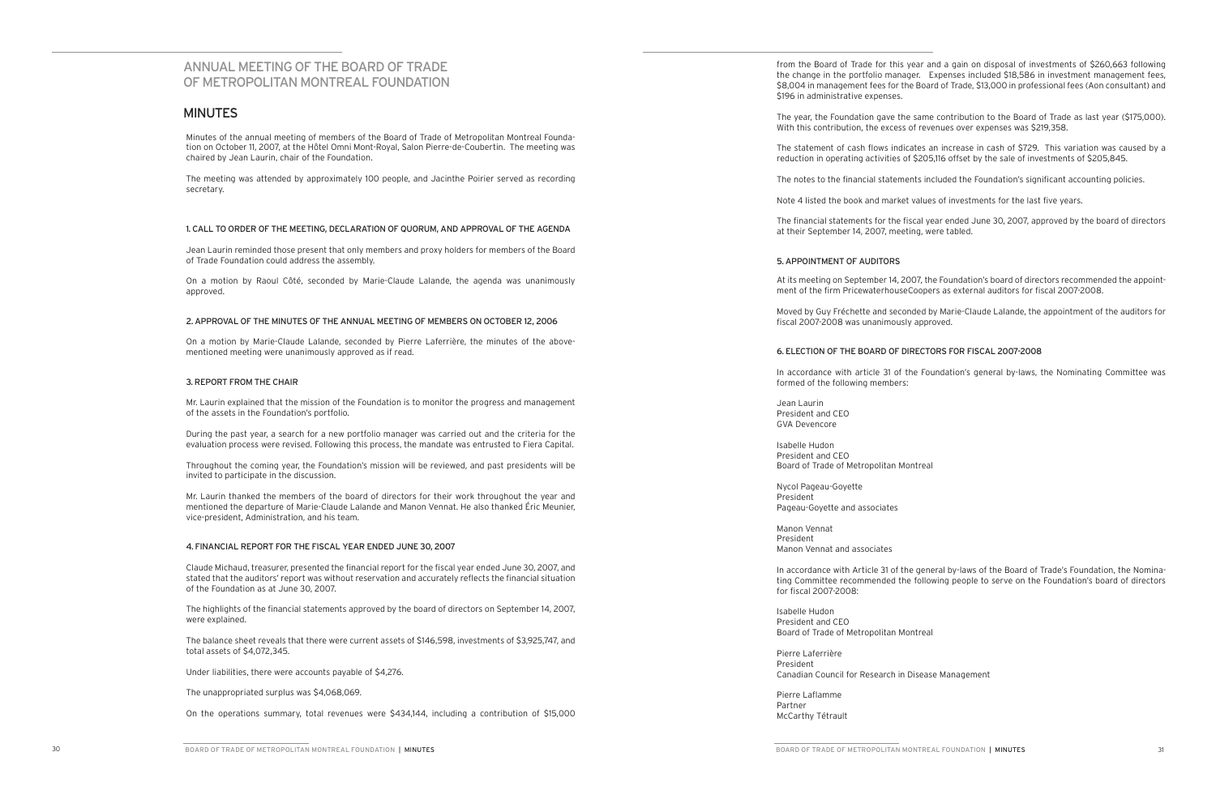# ANNUAL MEETING OF THE BOARD OF TRADE OF METROPOLITAN MONTREAL FOUNDATION

## MINUTES

Minutes of the annual meeting of members of the Board of Trade of Metropolitan Montreal Foundation on October 11, 2007, at the Hôtel Omni Mont-Royal, Salon Pierre-de-Coubertin. The meeting was chaired by Jean Laurin, chair of the Foundation.

The meeting was attended by approximately 100 people, and Jacinthe Poirier served as recording secretary.

### 1. CALL TO ORDER OF THE MEETING, DECLARATION OF QUORUM, AND APPROVAL OF THE AGENDA

Jean Laurin reminded those present that only members and proxy holders for members of the Board of Trade Foundation could address the assembly.

On a motion by Raoul Côté, seconded by Marie-Claude Lalande, the agenda was unanimously approved.

### 2. APPROVAL OF THE MINUTES OF THE ANNUAL MEETING OF MEMBERS ON OCTOBER 12, 2006

On a motion by Marie-Claude Lalande, seconded by Pierre Laferrière, the minutes of the above-mentioned meeting were unanimously approved as if read.

### 3. REPORT FROM THE CHAIR

Mr. Laurin explained that the mission of the Foundation is to monitor the progress and management of the assets in the Foundation's portfolio.

During the past year, a search for a new portfolio manager was carried out and the criteria for the evaluation process were revised. Following this process, the mandate was entrusted to Fiera Capital.

Throughout the coming year, the Foundation's mission will be reviewed, and past presidents will be invited to participate in the discussion.

Mr. Laurin thanked the members of the board of directors for their work throughout the year and mentioned the departure of Marie-Claude Lalande and Manon Vennat. He also thanked Éric Meunier, vice-president, Administration, and his team.

### 4. FINANCIAL REPORT FOR THE FISCAL YEAR ENDED JUNE 30, 2007

Claude Michaud, treasurer, presented the financial report for the fiscal year ended June 30, 2007, and stated that the auditors' report was without reservation and accurately reflects the financial situation of the Foundation as at June 30, 2007.

The highlights of the financial statements approved by the board of directors on September 14, 2007, were explained.

The balance sheet reveals that there were current assets of $146,598, investments of $3,925,747, and total assets of $4,072,345.

Under liabilities, there were accounts payable of $4,276.

The unappropriated surplus was $4,068,069.

On the operations summary, total revenues were $434,144, including a contribution of $15,000 from the Board of Trade for this year and a gain on disposal of investments of $260,663 following the change in the portfolio manager. Expenses included $18,586 in investment management fees, $8,004 in management fees for the Board of Trade, $13,000 in professional fees (Aon consultant) and $196 in administrative expenses.

The year, the Foundation gave the same contribution to the Board of Trade as last year ($175,000). With this contribution, the excess of revenues over expenses was $219,358.

The statement of cash flows indicates an increase in cash of $729. This variation was caused by a reduction in operating activities of $205,116 offset by the sale of investments of $205,845.

The notes to the financial statements included the Foundation's significant accounting policies.

Note 4 listed the book and market values of investments for the last five years.

The financial statements for the fiscal year ended June 30, 2007, approved by the board of directors at their September 14, 2007, meeting, were tabled.

### 5. APPOINTMENT OF AUDITORS

At its meeting on September 14, 2007, the Foundation's board of directors recommended the appointment of the firm PricewaterhouseCoopers as external auditors for fiscal 2007-2008.

Moved by Guy Fréchette and seconded by Marie-Claude Lalande, the appointment of the auditors for fiscal 2007-2008 was unanimously approved.

### 6. ELECTION OF THE BOARD OF DIRECTORS FOR FISCAL 2007-2008

In accordance with article 31 of the Foundation's general by-laws, the Nominating Committee was formed of the following members:

Jean Laurin
President and CEO
GVA Devencore

Isabelle Hudon
President and CEO
Board of Trade of Metropolitan Montreal

Nycol Pageau-Goyette
President
Pageau-Goyette and associates

Manon Vennat
President
Manon Vennat and associates

In accordance with Article 31 of the general by-laws of the Board of Trade's Foundation, the Nominating Committee recommended the following people to serve on the Foundation's board of directors for fiscal 2007-2008:

Isabelle Hudon
President and CEO
Board of Trade of Metropolitan Montreal

Pierre Laferrière
President
Canadian Council for Research in Disease Management

Pierre Laflamme
Partner
McCarthy Tétrault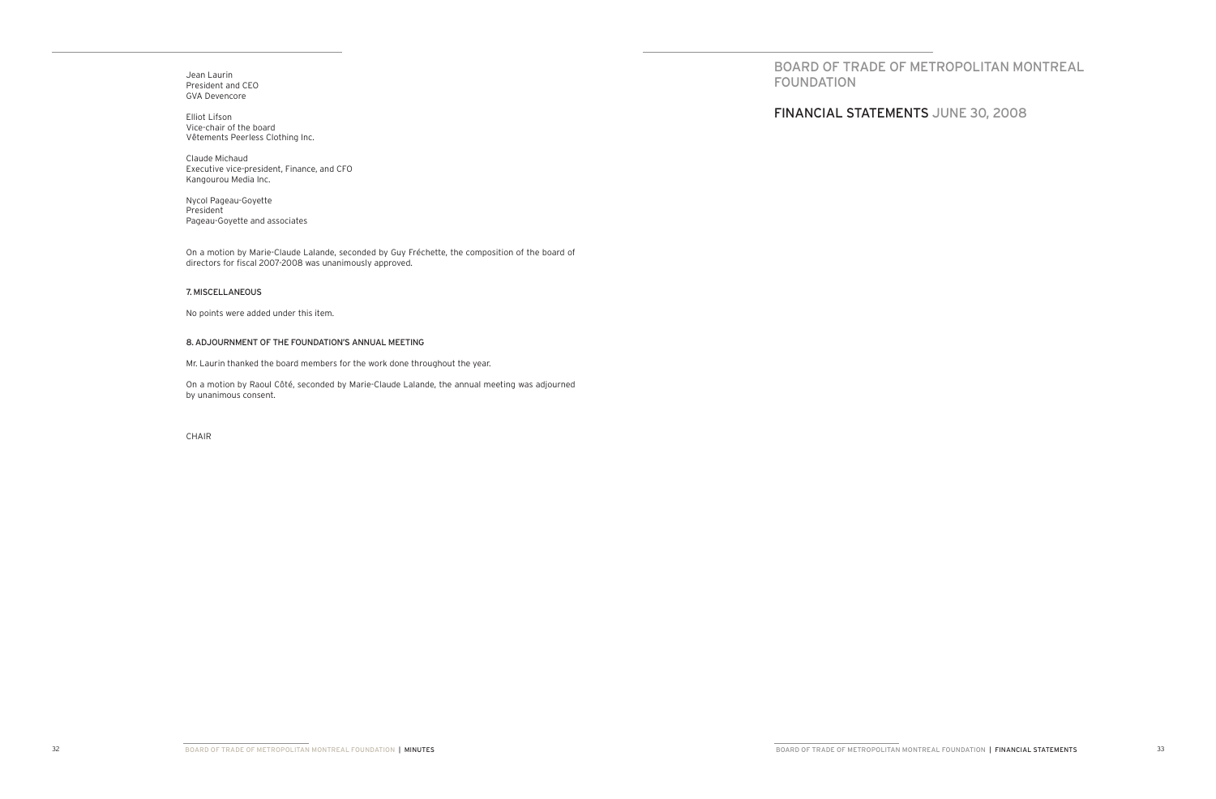Jean Laurin
President and CEO
GVA Devencore

Elliot Lifson
Vice-chair of the board
Vêtements Peerless Clothing Inc.

Claude Michaud
Executive vice-president, Finance, and CFO
Kangourou Media Inc.

Nycol Pageau-Goyette
President
Pageau-Goyette and associates

On a motion by Marie-Claude Lalande, seconded by Guy Fréchette, the composition of the board of directors for fiscal 2007-2008 was unanimously approved.

### 7. MISCELLANEOUS

No points were added under this item.

### 8. ADJOURNMENT OF THE FOUNDATION'S ANNUAL MEETING

Mr. Laurin thanked the board members for the work done throughout the year.

On a motion by Raoul Côté, seconded by Marie-Claude Lalande, the annual meeting was adjourned by unanimous consent.

CHAIR

# BOARD OF TRADE OF METROPOLITAN MONTREAL FOUNDATION

# FINANCIAL STATEMENTS JUNE 30, 2008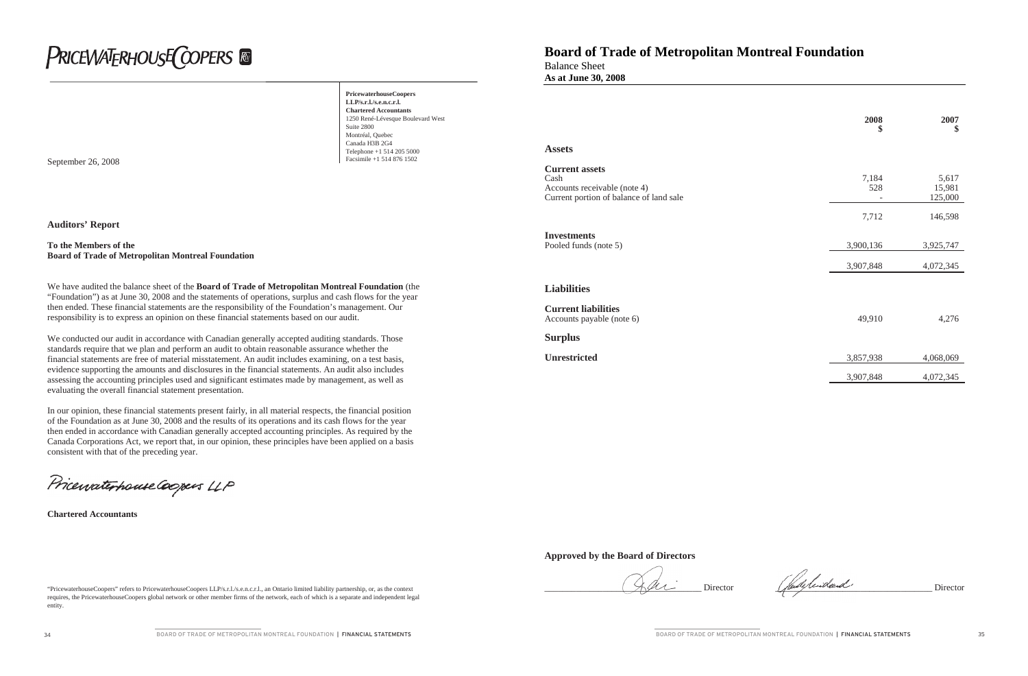PRICEWATERHOUSECOOPERS

**PricewaterhouseCoopers LLP/s.r.l./s.e.n.c.r.l.**
**Chartered Accountants**
1250 René-Lévesque Boulevard West
Suite 2800
Montréal, Quebec
Canada H3B 2G4
Telephone +1 514 205 5000
Facsimile +1 514 876 1502

September 26, 2008

### Auditors' Report

**To the Members of the**
**Board of Trade of Metropolitan Montreal Foundation**

We have audited the balance sheet of the **Board of Trade of Metropolitan Montreal Foundation** (the "Foundation") as at June 30, 2008 and the statements of operations, surplus and cash flows for the year then ended. These financial statements are the responsibility of the Foundation's management. Our responsibility is to express an opinion on these financial statements based on our audit.

We conducted our audit in accordance with Canadian generally accepted auditing standards. Those standards require that we plan and perform an audit to obtain reasonable assurance whether the financial statements are free of material misstatement. An audit includes examining, on a test basis, evidence supporting the amounts and disclosures in the financial statements. An audit also includes assessing the accounting principles used and significant estimates made by management, as well as evaluating the overall financial statement presentation.

In our opinion, these financial statements present fairly, in all material respects, the financial position of the Foundation as at June 30, 2008 and the results of its operations and its cash flows for the year then ended in accordance with Canadian generally accepted accounting principles. As required by the Canada Corporations Act, we report that, in our opinion, these principles have been applied on a basis consistent with that of the preceding year.

PricewaterhouseCoopers LLP

**Chartered Accountants**

"PricewaterhouseCoopers" refers to PricewaterhouseCoopers LLP/s.r.l./s.e.n.c.r.l., an Ontario limited liability partnership, or, as the context requires, the PricewaterhouseCoopers global network or other member firms of the network, each of which is a separate and independent legal entity.

# Board of Trade of Metropolitan Montreal Foundation

Balance Sheet
**As at June 30, 2008**

| | 2008 $ | 2007 $ |
|---|---|---|
| **Assets** | | |
| **Current assets** | | |
| Cash | 7,184 | 5,617 |
| Accounts receivable (note 4) | 528 | 15,981 |
| Current portion of balance of land sale | - | 125,000 |
| | 7,712 | 146,598 |
| **Investments** | | |
| Pooled funds (note 5) | 3,900,136 | 3,925,747 |
| | 3,907,848 | 4,072,345 |
| **Liabilities** | | |
| **Current liabilities** | | |
| Accounts payable (note 6) | 49,910 | 4,276 |
| **Surplus** | | |
| **Unrestricted** | 3,857,938 | 4,068,069 |
| | 3,907,848 | 4,072,345 |

**Approved by the Board of Directors**

_______________ Director _______________ Director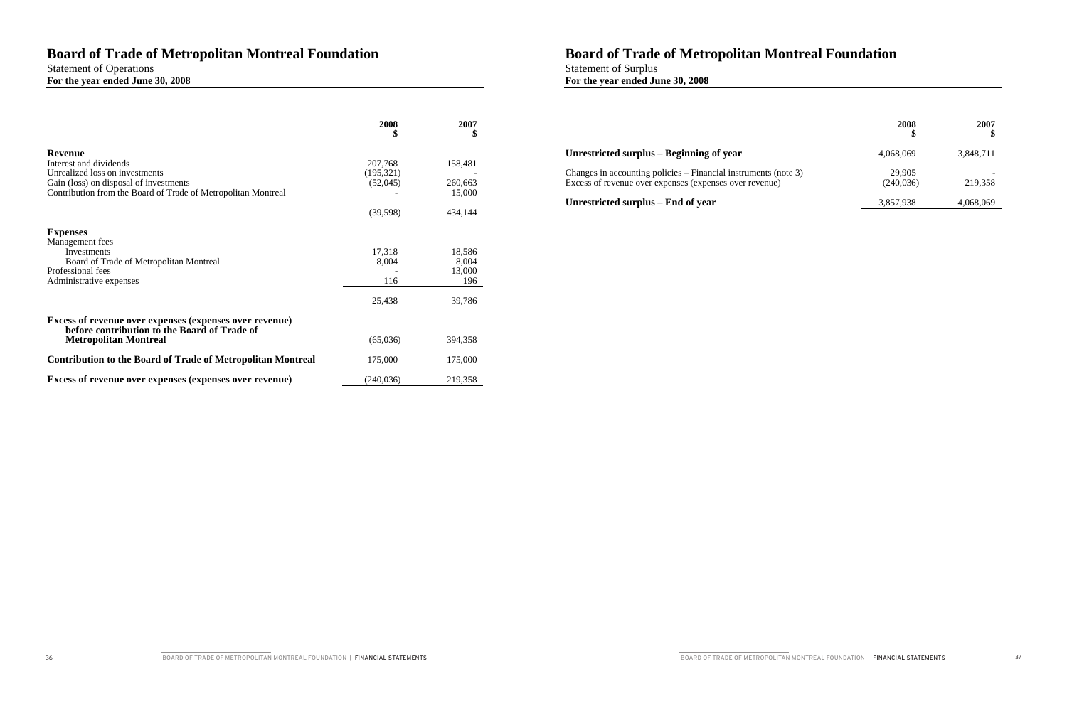# Board of Trade of Metropolitan Montreal Foundation

Statement of Operations

**For the year ended June 30, 2008**

| | 2008 $ | 2007 $ |
|---|---|---|
| **Revenue** | | |
| Interest and dividends | 207,768 | 158,481 |
| Unrealized loss on investments | (195,321) | - |
| Gain (loss) on disposal of investments | (52,045) | 260,663 |
| Contribution from the Board of Trade of Metropolitan Montreal | - | 15,000 |
| | (39,598) | 434,144 |
| **Expenses** | | |
| Management fees | | |
| Investments | 17,318 | 18,586 |
| Board of Trade of Metropolitan Montreal | 8,004 | 8,004 |
| Professional fees | - | 13,000 |
| Administrative expenses | 116 | 196 |
| | 25,438 | 39,786 |
| **Excess of revenue over expenses (expenses over revenue) before contribution to the Board of Trade of Metropolitan Montreal** | (65,036) | 394,358 |
| **Contribution to the Board of Trade of Metropolitan Montreal** | 175,000 | 175,000 |
| **Excess of revenue over expenses (expenses over revenue)** | (240,036) | 219,358 |

# Board of Trade of Metropolitan Montreal Foundation

Statement of Surplus

**For the year ended June 30, 2008**

| | 2008 $ | 2007 $ |
|---|---|---|
| **Unrestricted surplus – Beginning of year** | 4,068,069 | 3,848,711 |
| Changes in accounting policies – Financial instruments (note 3) | 29,905 | - |
| Excess of revenue over expenses (expenses over revenue) | (240,036) | 219,358 |
| **Unrestricted surplus – End of year** | 3,857,938 | 4,068,069 |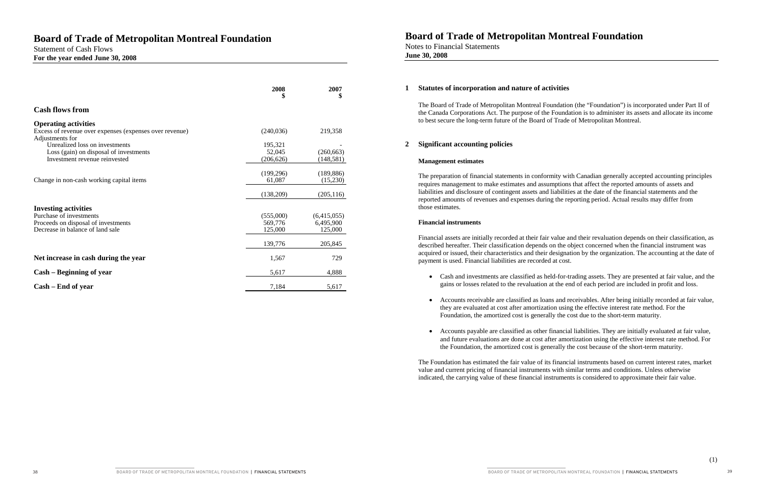# Board of Trade of Metropolitan Montreal Foundation

Statement of Cash Flows
**For the year ended June 30, 2008**

| | 2008<br>$ | 2007<br>$ |
|---|---|---|
| **Cash flows from** | | |
| **Operating activities** | | |
| Excess of revenue over expenses (expenses over revenue) | (240,036) | 219,358 |
| Adjustments for | | |
| Unrealized loss on investments | 195,321 | - |
| Loss (gain) on disposal of investments | 52,045 | (260,663) |
| Investment revenue reinvested | (206,626) | (148,581) |
| | (199,296) | (189,886) |
| Change in non-cash working capital items | 61,087 | (15,230) |
| | (138,209) | (205,116) |
| **Investing activities** | | |
| Purchase of investments | (555,000) | (6,415,055) |
| Proceeds on disposal of investments | 569,776 | 6,495,900 |
| Decrease in balance of land sale | 125,000 | 125,000 |
| | 139,776 | 205,845 |
| **Net increase in cash during the year** | 1,567 | 729 |
| **Cash – Beginning of year** | 5,617 | 4,888 |
| **Cash – End of year** | 7,184 | 5,617 |

# Board of Trade of Metropolitan Montreal Foundation

Notes to Financial Statements
**June 30, 2008**

## 1 Statutes of incorporation and nature of activities

The Board of Trade of Metropolitan Montreal Foundation (the "Foundation") is incorporated under Part II of the Canada Corporations Act. The purpose of the Foundation is to administer its assets and allocate its income to best secure the long-term future of the Board of Trade of Metropolitan Montreal.

## 2 Significant accounting policies

### Management estimates

The preparation of financial statements in conformity with Canadian generally accepted accounting principles requires management to make estimates and assumptions that affect the reported amounts of assets and liabilities and disclosure of contingent assets and liabilities at the date of the financial statements and the reported amounts of revenues and expenses during the reporting period. Actual results may differ from those estimates.

### Financial instruments

Financial assets are initially recorded at their fair value and their revaluation depends on their classification, as described hereafter. Their classification depends on the object concerned when the financial instrument was acquired or issued, their characteristics and their designation by the organization. The accounting at the date of payment is used. Financial liabilities are recorded at cost.

- Cash and investments are classified as held-for-trading assets. They are presented at fair value, and the gains or losses related to the revaluation at the end of each period are included in profit and loss.
- Accounts receivable are classified as loans and receivables. After being initially recorded at fair value, they are evaluated at cost after amortization using the effective interest rate method. For the Foundation, the amortized cost is generally the cost due to the short-term maturity.
- Accounts payable are classified as other financial liabilities. They are initially evaluated at fair value, and future evaluations are done at cost after amortization using the effective interest rate method. For the Foundation, the amortized cost is generally the cost because of the short-term maturity.

The Foundation has estimated the fair value of its financial instruments based on current interest rates, market value and current pricing of financial instruments with similar terms and conditions. Unless otherwise indicated, the carrying value of these financial instruments is considered to approximate their fair value.

(1)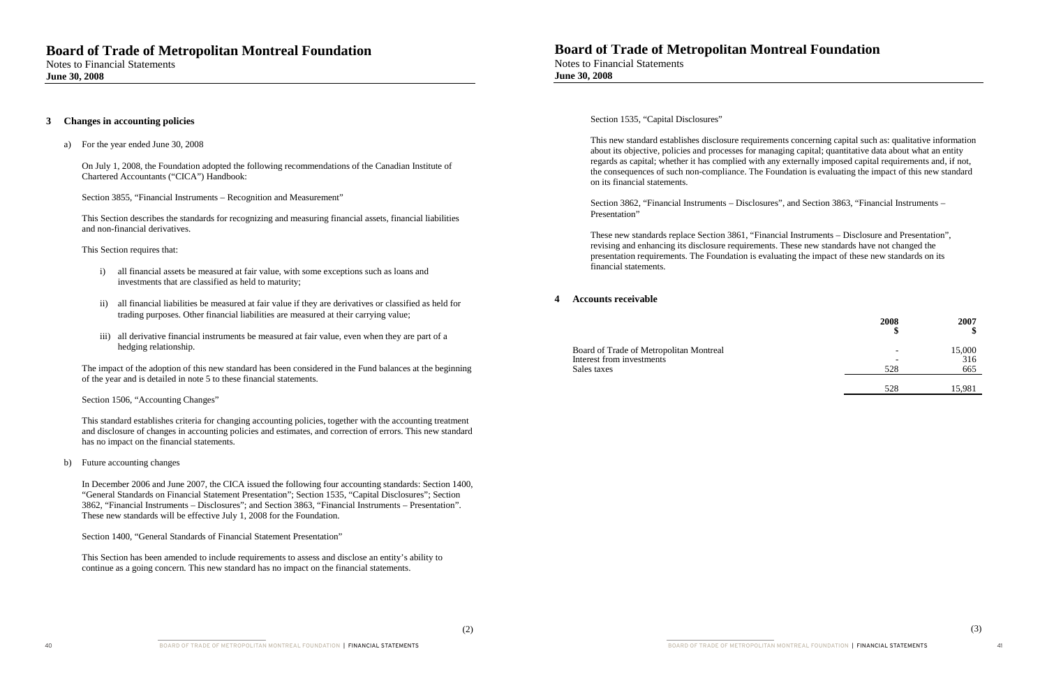## 3 Changes in accounting policies

a) For the year ended June 30, 2008

On July 1, 2008, the Foundation adopted the following recommendations of the Canadian Institute of Chartered Accountants ("CICA") Handbook:

Section 3855, "Financial Instruments – Recognition and Measurement"

This Section describes the standards for recognizing and measuring financial assets, financial liabilities and non-financial derivatives.

This Section requires that:

i) all financial assets be measured at fair value, with some exceptions such as loans and investments that are classified as held to maturity;

ii) all financial liabilities be measured at fair value if they are derivatives or classified as held for trading purposes. Other financial liabilities are measured at their carrying value;

iii) all derivative financial instruments be measured at fair value, even when they are part of a hedging relationship.

The impact of the adoption of this new standard has been considered in the Fund balances at the beginning of the year and is detailed in note 5 to these financial statements.

Section 1506, "Accounting Changes"

This standard establishes criteria for changing accounting policies, together with the accounting treatment and disclosure of changes in accounting policies and estimates, and correction of errors. This new standard has no impact on the financial statements.

b) Future accounting changes

In December 2006 and June 2007, the CICA issued the following four accounting standards: Section 1400, "General Standards on Financial Statement Presentation"; Section 1535, "Capital Disclosures"; Section 3862, "Financial Instruments – Disclosures"; and Section 3863, "Financial Instruments – Presentation". These new standards will be effective July 1, 2008 for the Foundation.

Section 1400, "General Standards of Financial Statement Presentation"

This Section has been amended to include requirements to assess and disclose an entity's ability to continue as a going concern. This new standard has no impact on the financial statements.

Section 1535, "Capital Disclosures"

This new standard establishes disclosure requirements concerning capital such as: qualitative information about its objective, policies and processes for managing capital; quantitative data about what an entity regards as capital; whether it has complied with any externally imposed capital requirements and, if not, the consequences of such non-compliance. The Foundation is evaluating the impact of this new standard on its financial statements.

Section 3862, "Financial Instruments – Disclosures", and Section 3863, "Financial Instruments – Presentation"

These new standards replace Section 3861, "Financial Instruments – Disclosure and Presentation", revising and enhancing its disclosure requirements. These new standards have not changed the presentation requirements. The Foundation is evaluating the impact of these new standards on its financial statements.

## 4 Accounts receivable

| | 2008<br>$ | 2007<br>$ |
|---|---|---|
| Board of Trade of Metropolitan Montreal | - | 15,000 |
| Interest from investments | - | 316 |
| Sales taxes | 528 | 665 |
| | 528 | 15,981 |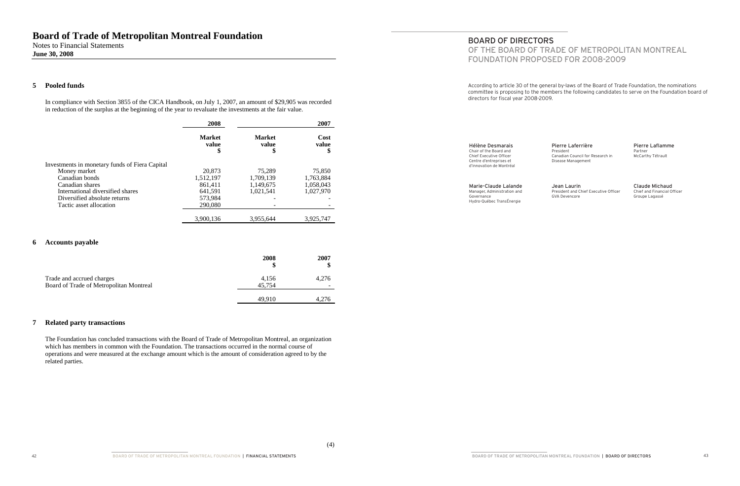# Board of Trade of Metropolitan Montreal Foundation

Notes to Financial Statements
**June 30, 2008**

## 5 Pooled funds

In compliance with Section 3855 of the CICA Handbook, on July 1, 2007, an amount of $29,905 was recorded in reduction of the surplus at the beginning of the year to revaluate the investments at the fair value.

| | 2008 | 2007 | |
|---|---|---|---|
| | **Market value $** | **Market value $** | **Cost value $** |
| Investments in monetary funds of Fiera Capital | | | |
| Money market | 20,873 | 75,289 | 75,850 |
| Canadian bonds | 1,512,197 | 1,709,139 | 1,763,884 |
| Canadian shares | 861,411 | 1,149,675 | 1,058,043 |
| International diversified shares | 641,591 | 1,021,541 | 1,027,970 |
| Diversified absolute returns | 573,984 | - | - |
| Tactic asset allocation | 290,080 | - | - |
| | 3,900,136 | 3,955,644 | 3,925,747 |

## 6 Accounts payable

| | 2008 $ | 2007 $ |
|---|---|---|
| Trade and accrued charges | 4,156 | 4,276 |
| Board of Trade of Metropolitan Montreal | 45,754 | - |
| | 49,910 | 4,276 |

## 7 Related party transactions

The Foundation has concluded transactions with the Board of Trade of Metropolitan Montreal, an organization which has members in common with the Foundation. The transactions occurred in the normal course of operations and were measured at the exchange amount which is the amount of consideration agreed to by the related parties.

(4)

# BOARD OF DIRECTORS
## OF THE BOARD OF TRADE OF METROPOLITAN MONTREAL FOUNDATION PROPOSED FOR 2008-2009

According to article 30 of the general by-laws of the Board of Trade Foundation, the nominations committee is proposing to the members the following candidates to serve on the Foundation board of directors for fiscal year 2008-2009.

**Hélène Desmarais**
Chair of the Board and
Chief Executive Officer
Centre d'entreprises et
d'innovation de Montréal

**Pierre Laferrière**
President
Canadian Council for Research in
Disease Management

**Pierre Laflamme**
Partner
McCarthy Tétrault

**Marie-Claude Lalande**
Manager, Administration and
Governance
Hydro-Québec TransÉnergie

**Jean Laurin**
President and Chief Executive Officer
GVA Devencore

**Claude Michaud**
Chief and Financial Officer
Groupe Lagassé